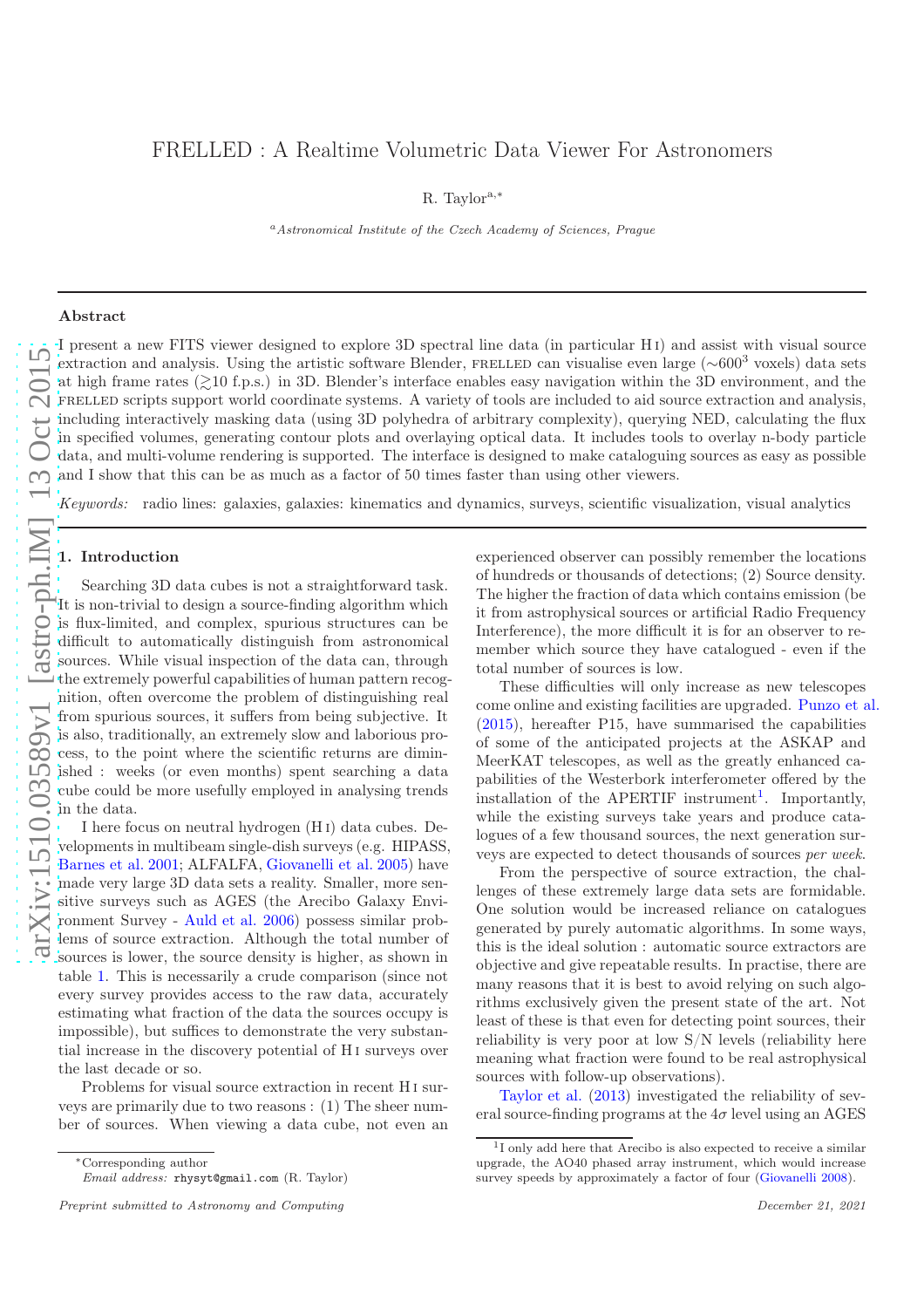# FRELLED : A Realtime Volumetric Data Viewer For Astronomers

R. Taylor[a,*]

[a] *Astronomical Institute of the Czech Academy of Sciences, Prague*

## Abstract

I present a new FITS viewer designed to explore 3D spectral line data (in particular H I) and assist with visual source extraction and analysis. Using the artistic software Blender, FRELLED can visualise even large ($\sim 600^3$ voxels) data sets at high frame rates ($\gtrsim$10 f.p.s.) in 3D. Blender's interface enables easy navigation within the 3D environment, and the FRELLED scripts support world coordinate systems. A variety of tools are included to aid source extraction and analysis, including interactively masking data (using 3D polyhedra of arbitrary complexity), querying NED, calculating the flux in specified volumes, generating contour plots and overlaying optical data. It includes tools to overlay n-body particle data, and multi-volume rendering is supported. The interface is designed to make cataloguing sources as easy as possible and I show that this can be as much as a factor of 50 times faster than using other viewers.

*Keywords:* radio lines: galaxies, galaxies: kinematics and dynamics, surveys, scientific visualization, visual analytics

## 1. Introduction

Searching 3D data cubes is not a straightforward task. It is non-trivial to design a source-finding algorithm which is flux-limited, and complex, spurious structures can be difficult to automatically distinguish from astronomical sources. While visual inspection of the data can, through the extremely powerful capabilities of human pattern recognition, often overcome the problem of distinguishing real from spurious sources, it suffers from being subjective. It is also, traditionally, an extremely slow and laborious process, to the point where the scientific returns are diminished : weeks (or even months) spent searching a data cube could be more usefully employed in analysing trends in the data.

I here focus on neutral hydrogen (H I) data cubes. Developments in multibeam single-dish surveys (e.g. HIPASS, Barnes et al. 2001; ALFALFA, Giovanelli et al. 2005) have made very large 3D data sets a reality. Smaller, more sensitive surveys such as AGES (the Arecibo Galaxy Environment Survey - Auld et al. 2006) possess similar problems of source extraction. Although the total number of sources is lower, the source density is higher, as shown in table 1. This is necessarily a crude comparison (since not every survey provides access to the raw data, accurately estimating what fraction of the data the sources occupy is impossible), but suffices to demonstrate the very substantial increase in the discovery potential of H I surveys over the last decade or so.

Problems for visual source extraction in recent H I surveys are primarily due to two reasons : (1) The sheer number of sources. When viewing a data cube, not even an experienced observer can possibly remember the locations of hundreds or thousands of detections; (2) Source density. The higher the fraction of data which contains emission (be it from astrophysical sources or artificial Radio Frequency Interference), the more difficult it is for an observer to remember which source they have catalogued - even if the total number of sources is low.

These difficulties will only increase as new telescopes come online and existing facilities are upgraded. Punzo et al. (2015), hereafter P15, have summarised the capabilities of some of the anticipated projects at the ASKAP and MeerKAT telescopes, as well as the greatly enhanced capabilities of the Westerbork interferometer offered by the installation of the APERTIF instrument[1]. Importantly, while the existing surveys take years and produce catalogues of a few thousand sources, the next generation surveys are expected to detect thousands of sources *per week*.

From the perspective of source extraction, the challenges of these extremely large data sets are formidable. One solution would be increased reliance on catalogues generated by purely automatic algorithms. In some ways, this is the ideal solution : automatic source extractors are objective and give repeatable results. In practise, there are many reasons that it is best to avoid relying on such algorithms exclusively given the present state of the art. Not least of these is that even for detecting point sources, their reliability is very poor at low S/N levels (reliability here meaning what fraction were found to be real astrophysical sources with follow-up observations).

Taylor et al. (2013) investigated the reliability of several source-finding programs at the $4\sigma$ level using an AGES

[1] I only add here that Arecibo is also expected to receive a similar upgrade, the AO40 phased array instrument, which would increase survey speeds by approximately a factor of four (Giovanelli 2008).

*Corresponding author
*Email address:* rhysyt@gmail.com (R. Taylor)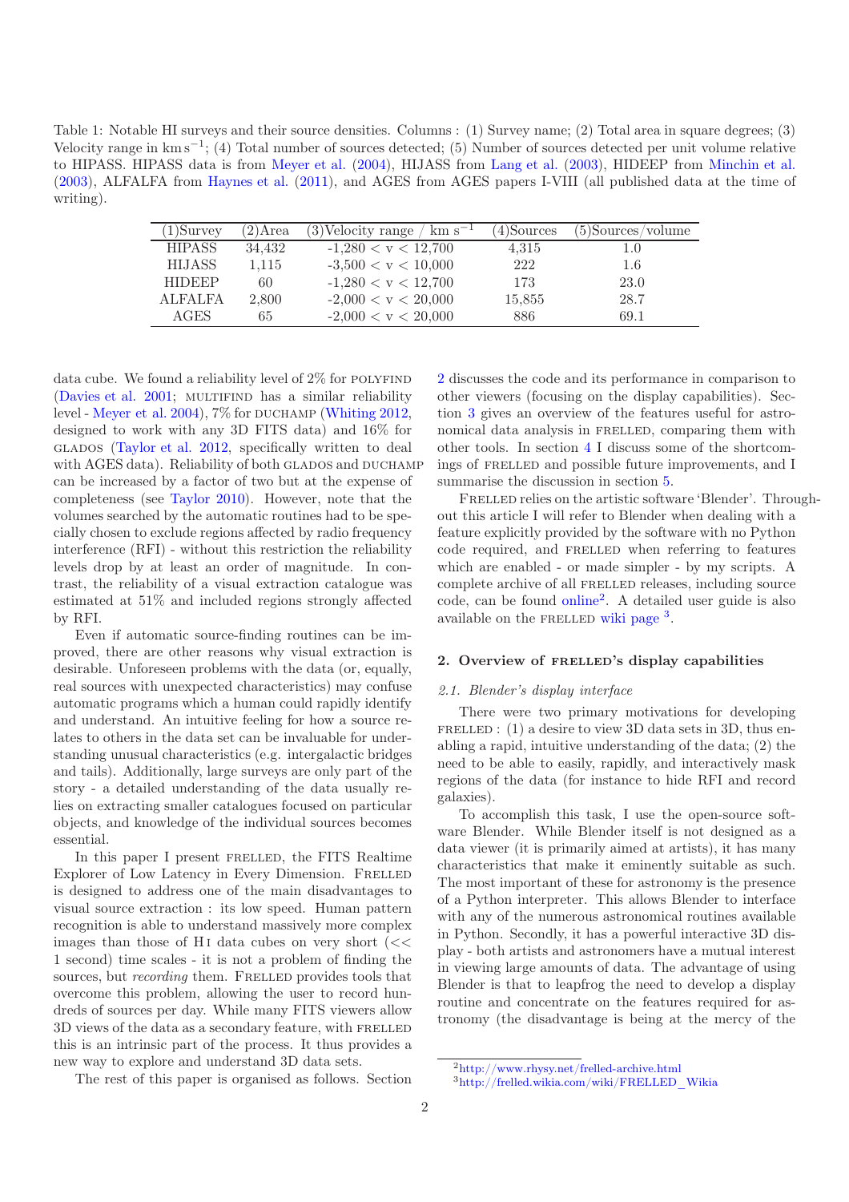Table 1: Notable HI surveys and their source densities. Columns : (1) Survey name; (2) Total area in square degrees; (3) Velocity range in km s$^{-1}$; (4) Total number of sources detected; (5) Number of sources detected per unit volume relative to HIPASS. HIPASS data is from Meyer et al. (2004), HIJASS from Lang et al. (2003), HIDEEP from Minchin et al. (2003), ALFALFA from Haynes et al. (2011), and AGES from AGES papers I-VIII (all published data at the time of writing).

| (1)Survey | (2)Area | (3)Velocity range / km s$^{-1}$ | (4)Sources | (5)Sources/volume |
|---|---|---|---|---|
| HIPASS | 34,432 | -1,280 < v < 12,700 | 4,315 | 1.0 |
| HIJASS | 1,115 | -3,500 < v < 10,000 | 222 | 1.6 |
| HIDEEP | 60 | -1,280 < v < 12,700 | 173 | 23.0 |
| ALFALFA | 2,800 | -2,000 < v < 20,000 | 15,855 | 28.7 |
| AGES | 65 | -2,000 < v < 20,000 | 886 | 69.1 |

data cube. We found a reliability level of 2% for POLYFIND (Davies et al. 2001; MULTIFIND has a similar reliability level - Meyer et al. 2004), 7% for DUCHAMP (Whiting 2012, designed to work with any 3D FITS data) and 16% for GLADOS (Taylor et al. 2012, specifically written to deal with AGES data). Reliability of both GLADOS and DUCHAMP can be increased by a factor of two but at the expense of completeness (see Taylor 2010). However, note that the volumes searched by the automatic routines had to be specially chosen to exclude regions affected by radio frequency interference (RFI) - without this restriction the reliability levels drop by at least an order of magnitude. In contrast, the reliability of a visual extraction catalogue was estimated at 51% and included regions strongly affected by RFI.

Even if automatic source-finding routines can be improved, there are other reasons why visual extraction is desirable. Unforeseen problems with the data (or, equally, real sources with unexpected characteristics) may confuse automatic programs which a human could rapidly identify and understand. An intuitive feeling for how a source relates to others in the data set can be invaluable for understanding unusual characteristics (e.g. intergalactic bridges and tails). Additionally, large surveys are only part of the story - a detailed understanding of the data usually relies on extracting smaller catalogues focused on particular objects, and knowledge of the individual sources becomes essential.

In this paper I present FRELLED, the FITS Realtime Explorer of Low Latency in Every Dimension. FRELLED is designed to address one of the main disadvantages to visual source extraction : its low speed. Human pattern recognition is able to understand massively more complex images than those of H I data cubes on very short (<< 1 second) time scales - it is not a problem of finding the sources, but *recording* them. FRELLED provides tools that overcome this problem, allowing the user to record hundreds of sources per day. While many FITS viewers allow 3D views of the data as a secondary feature, with FRELLED this is an intrinsic part of the process. It thus provides a new way to explore and understand 3D data sets.

The rest of this paper is organised as follows. Section 2 discusses the code and its performance in comparison to other viewers (focusing on the display capabilities). Section 3 gives an overview of the features useful for astronomical data analysis in FRELLED, comparing them with other tools. In section 4 I discuss some of the shortcomings of FRELLED and possible future improvements, and I summarise the discussion in section 5.

FRELLED relies on the artistic software 'Blender'. Throughout this article I will refer to Blender when dealing with a feature explicitly provided by the software with no Python code required, and FRELLED when referring to features which are enabled - or made simpler - by my scripts. A complete archive of all FRELLED releases, including source code, can be found online[2]. A detailed user guide is also available on the FRELLED wiki page [3].

## 2. Overview of FRELLED's display capabilities

### 2.1. Blender's display interface

There were two primary motivations for developing FRELLED : (1) a desire to view 3D data sets in 3D, thus enabling a rapid, intuitive understanding of the data; (2) the need to be able to easily, rapidly, and interactively mask regions of the data (for instance to hide RFI and record galaxies).

To accomplish this task, I use the open-source software Blender. While Blender itself is not designed as a data viewer (it is primarily aimed at artists), it has many characteristics that make it eminently suitable as such. The most important of these for astronomy is the presence of a Python interpreter. This allows Blender to interface with any of the numerous astronomical routines available in Python. Secondly, it has a powerful interactive 3D display - both artists and astronomers have a mutual interest in viewing large amounts of data. The advantage of using Blender is that to leapfrog the need to develop a display routine and concentrate on the features required for astronomy (the disadvantage is being at the mercy of the

[2] http://www.rhysy.net/frelled-archive.html

[3] http://frelled.wikia.com/wiki/FRELLED_Wikia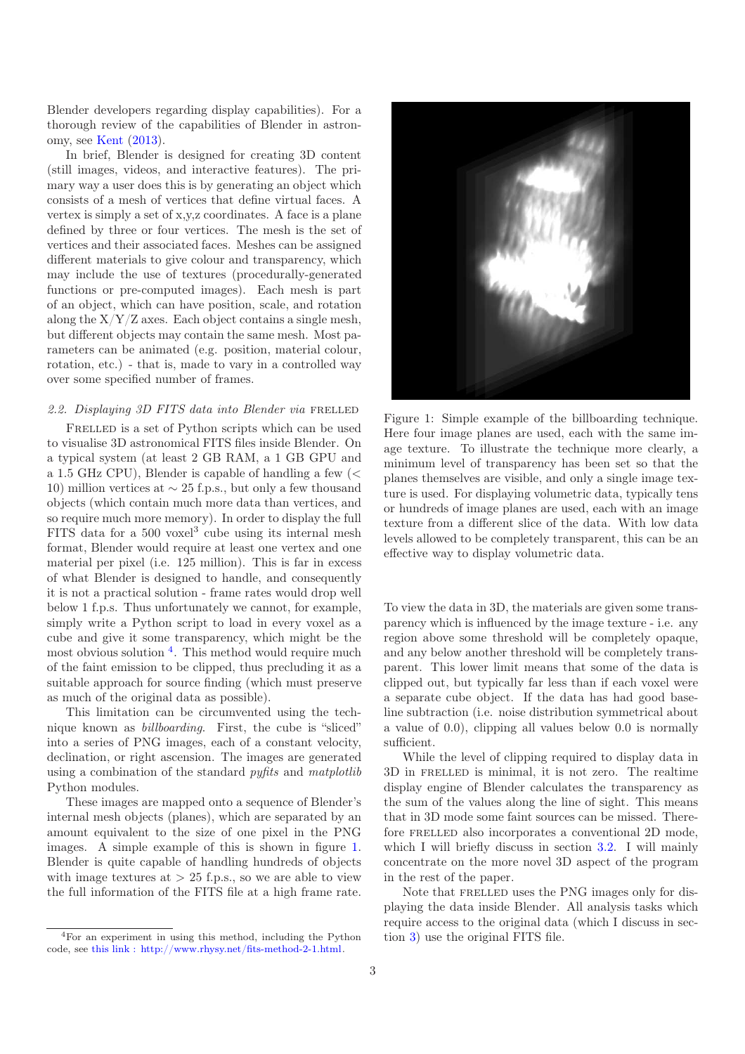Blender developers regarding display capabilities). For a thorough review of the capabilities of Blender in astronomy, see Kent (2013).

In brief, Blender is designed for creating 3D content (still images, videos, and interactive features). The primary way a user does this is by generating an object which consists of a mesh of vertices that define virtual faces. A vertex is simply a set of x,y,z coordinates. A face is a plane defined by three or four vertices. The mesh is the set of vertices and their associated faces. Meshes can be assigned different materials to give colour and transparency, which may include the use of textures (procedurally-generated functions or pre-computed images). Each mesh is part of an object, which can have position, scale, and rotation along the X/Y/Z axes. Each object contains a single mesh, but different objects may contain the same mesh. Most parameters can be animated (e.g. position, material colour, rotation, etc.) - that is, made to vary in a controlled way over some specified number of frames.

### 2.2. *Displaying 3D FITS data into Blender via* FRELLED

FRELLED is a set of Python scripts which can be used to visualise 3D astronomical FITS files inside Blender. On a typical system (at least 2 GB RAM, a 1 GB GPU and a 1.5 GHz CPU), Blender is capable of handling a few (< 10) million vertices at $\sim 25$ f.p.s., but only a few thousand objects (which contain much more data than vertices, and so require much more memory). In order to display the full FITS data for a 500 voxel[3] cube using its internal mesh format, Blender would require at least one vertex and one material per pixel (i.e. 125 million). This is far in excess of what Blender is designed to handle, and consequently it is not a practical solution - frame rates would drop well below 1 f.p.s. Thus unfortunately we cannot, for example, simply write a Python script to load in every voxel as a cube and give it some transparency, which might be the most obvious solution [4]. This method would require much of the faint emission to be clipped, thus precluding it as a suitable approach for source finding (which must preserve as much of the original data as possible).

This limitation can be circumvented using the technique known as *billboarding*. First, the cube is "sliced" into a series of PNG images, each of a constant velocity, declination, or right ascension. The images are generated using a combination of the standard *pyfits* and *matplotlib* Python modules.

These images are mapped onto a sequence of Blender's internal mesh objects (planes), which are separated by an amount equivalent to the size of one pixel in the PNG images. A simple example of this is shown in figure 1. Blender is quite capable of handling hundreds of objects with image textures at > 25 f.p.s., so we are able to view the full information of the FITS file at a high frame rate.

Figure 1: Simple example of the billboarding technique. Here four image planes are used, each with the same image texture. To illustrate the technique more clearly, a minimum level of transparency has been set so that the planes themselves are visible, and only a single image texture is used. For displaying volumetric data, typically tens or hundreds of image planes are used, each with an image texture from a different slice of the data. With low data levels allowed to be completely transparent, this can be an effective way to display volumetric data.

To view the data in 3D, the materials are given some transparency which is influenced by the image texture - i.e. any region above some threshold will be completely opaque, and any below another threshold will be completely transparent. This lower limit means that some of the data is clipped out, but typically far less than if each voxel were a separate cube object. If the data has had good baseline subtraction (i.e. noise distribution symmetrical about a value of 0.0), clipping all values below 0.0 is normally sufficient.

While the level of clipping required to display data in 3D in FRELLED is minimal, it is not zero. The realtime display engine of Blender calculates the transparency as the sum of the values along the line of sight. This means that in 3D mode some faint sources can be missed. Therefore FRELLED also incorporates a conventional 2D mode, which I will briefly discuss in section 3.2. I will mainly concentrate on the more novel 3D aspect of the program in the rest of the paper.

Note that FRELLED uses the PNG images only for displaying the data inside Blender. All analysis tasks which require access to the original data (which I discuss in section 3) use the original FITS file.

[4] For an experiment in using this method, including the Python code, see this link : http://www.rhysy.net/fits-method-2-1.html.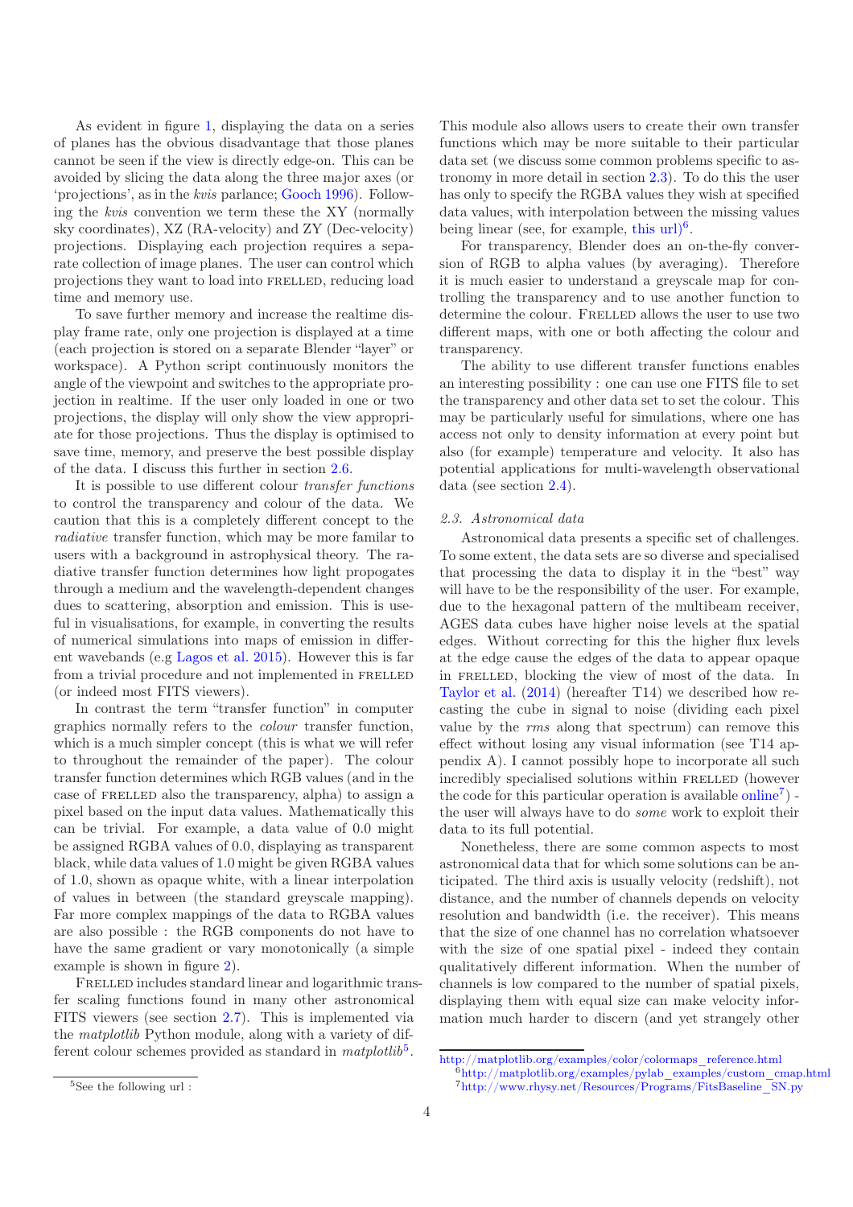As evident in figure 1, displaying the data on a series of planes has the obvious disadvantage that those planes cannot be seen if the view is directly edge-on. This can be avoided by slicing the data along the three major axes (or 'projections', as in the *kvis* parlance; Gooch 1996). Following the *kvis* convention we term these the XY (normally sky coordinates), XZ (RA-velocity) and ZY (Dec-velocity) projections. Displaying each projection requires a separate collection of image planes. The user can control which projections they want to load into FRELLED, reducing load time and memory use.

To save further memory and increase the realtime display frame rate, only one projection is displayed at a time (each projection is stored on a separate Blender "layer" or workspace). A Python script continuously monitors the angle of the viewpoint and switches to the appropriate projection in realtime. If the user only loaded in one or two projections, the display will only show the view appropriate for those projections. Thus the display is optimised to save time, memory, and preserve the best possible display of the data. I discuss this further in section 2.6.

It is possible to use different colour *transfer functions* to control the transparency and colour of the data. We caution that this is a completely different concept to the *radiative* transfer function, which may be more familar to users with a background in astrophysical theory. The radiative transfer function determines how light propogates through a medium and the wavelength-dependent changes dues to scattering, absorption and emission. This is useful in visualisations, for example, in converting the results of numerical simulations into maps of emission in different wavebands (e.g Lagos et al. 2015). However this is far from a trivial procedure and not implemented in FRELLED (or indeed most FITS viewers).

In contrast the term "transfer function" in computer graphics normally refers to the *colour* transfer function, which is a much simpler concept (this is what we will refer to throughout the remainder of the paper). The colour transfer function determines which RGB values (and in the case of FRELLED also the transparency, alpha) to assign a pixel based on the input data values. Mathematically this can be trivial. For example, a data value of 0.0 might be assigned RGBA values of 0.0, displaying as transparent black, while data values of 1.0 might be given RGBA values of 1.0, shown as opaque white, with a linear interpolation of values in between (the standard greyscale mapping). Far more complex mappings of the data to RGBA values are also possible : the RGB components do not have to have the same gradient or vary monotonically (a simple example is shown in figure 2).

FRELLED includes standard linear and logarithmic transfer scaling functions found in many other astronomical FITS viewers (see section 2.7). This is implemented via the *matplotlib* Python module, along with a variety of different colour schemes provided as standard in *matplotlib*[5]. This module also allows users to create their own transfer functions which may be more suitable to their particular data set (we discuss some common problems specific to astronomy in more detail in section 2.3). To do this the user has only to specify the RGBA values they wish at specified data values, with interpolation between the missing values being linear (see, for example, this url)[6].

For transparency, Blender does an on-the-fly conversion of RGB to alpha values (by averaging). Therefore it is much easier to understand a greyscale map for controlling the transparency and to use another function to determine the colour. FRELLED allows the user to use two different maps, with one or both affecting the colour and transparency.

The ability to use different transfer functions enables an interesting possibility : one can use one FITS file to set the transparency and other data set to set the colour. This may be particularly useful for simulations, where one has access not only to density information at every point but also (for example) temperature and velocity. It also has potential applications for multi-wavelength observational data (see section 2.4).

### 2.3. Astronomical data

Astronomical data presents a specific set of challenges. To some extent, the data sets are so diverse and specialised that processing the data to display it in the "best" way will have to be the responsibility of the user. For example, due to the hexagonal pattern of the multibeam receiver, AGES data cubes have higher noise levels at the spatial edges. Without correcting for this the higher flux levels at the edge cause the edges of the data to appear opaque in FRELLED, blocking the view of most of the data. In Taylor et al. (2014) (hereafter T14) we described how recasting the cube in signal to noise (dividing each pixel value by the *rms* along that spectrum) can remove this effect without losing any visual information (see T14 appendix A). I cannot possibly hope to incorporate all such incredibly specialised solutions within FRELLED (however the code for this particular operation is available online[7]) - the user will always have to do *some* work to exploit their data to its full potential.

Nonetheless, there are some common aspects to most astronomical data that for which some solutions can be anticipated. The third axis is usually velocity (redshift), not distance, and the number of channels depends on velocity resolution and bandwidth (i.e. the receiver). This means that the size of one channel has no correlation whatsoever with the size of one spatial pixel - indeed they contain qualitatively different information. When the number of channels is low compared to the number of spatial pixels, displaying them with equal size can make velocity information much harder to discern (and yet strangely other

[5] See the following url : http://matplotlib.org/examples/color/colormaps_reference.html

[6] http://matplotlib.org/examples/pylab_examples/custom_cmap.html

[7] http://www.rhysy.net/Resources/Programs/FitsBaseline_SN.py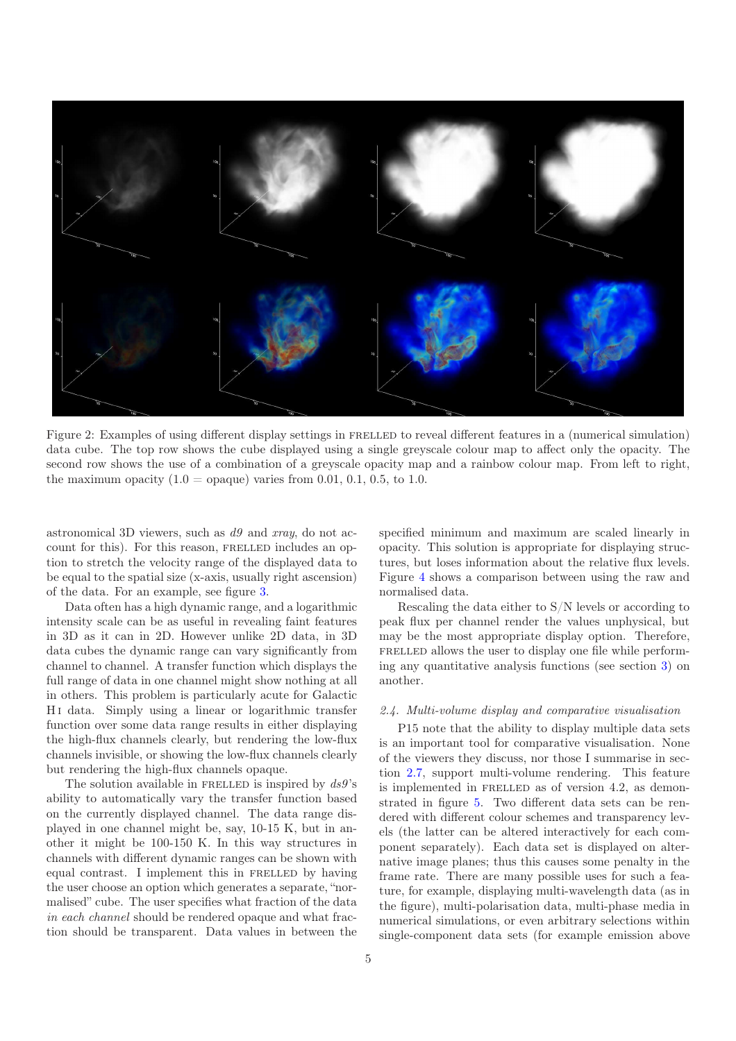Figure 2: Examples of using different display settings in FRELLED to reveal different features in a (numerical simulation) data cube. The top row shows the cube displayed using a single greyscale colour map to affect only the opacity. The second row shows the use of a combination of a greyscale opacity map and a rainbow colour map. From left to right, the maximum opacity (1.0 = opaque) varies from 0.01, 0.1, 0.5, to 1.0.

astronomical 3D viewers, such as *d9* and *xray*, do not account for this). For this reason, FRELLED includes an option to stretch the velocity range of the displayed data to be equal to the spatial size (x-axis, usually right ascension) of the data. For an example, see figure 3.

Data often has a high dynamic range, and a logarithmic intensity scale can be as useful in revealing faint features in 3D as it can in 2D. However unlike 2D data, in 3D data cubes the dynamic range can vary significantly from channel to channel. A transfer function which displays the full range of data in one channel might show nothing at all in others. This problem is particularly acute for Galactic H I data. Simply using a linear or logarithmic transfer function over some data range results in either displaying the high-flux channels clearly, but rendering the low-flux channels invisible, or showing the low-flux channels clearly but rendering the high-flux channels opaque.

The solution available in FRELLED is inspired by *ds9*'s ability to automatically vary the transfer function based on the currently displayed channel. The data range displayed in one channel might be, say, 10-15 K, but in another it might be 100-150 K. In this way structures in channels with different dynamic ranges can be shown with equal contrast. I implement this in FRELLED by having the user choose an option which generates a separate, "normalised" cube. The user specifies what fraction of the data *in each channel* should be rendered opaque and what fraction should be transparent. Data values in between the specified minimum and maximum are scaled linearly in opacity. This solution is appropriate for displaying structures, but loses information about the relative flux levels. Figure 4 shows a comparison between using the raw and normalised data.

Rescaling the data either to S/N levels or according to peak flux per channel render the values unphysical, but may be the most appropriate display option. Therefore, FRELLED allows the user to display one file while performing any quantitative analysis functions (see section 3) on another.

### *2.4. Multi-volume display and comparative visualisation*

P15 note that the ability to display multiple data sets is an important tool for comparative visualisation. None of the viewers they discuss, nor those I summarise in section 2.7, support multi-volume rendering. This feature is implemented in FRELLED as of version 4.2, as demonstrated in figure 5. Two different data sets can be rendered with different colour schemes and transparency levels (the latter can be altered interactively for each component separately). Each data set is displayed on alternative image planes; thus this causes some penalty in the frame rate. There are many possible uses for such a feature, for example, displaying multi-wavelength data (as in the figure), multi-polarisation data, multi-phase media in numerical simulations, or even arbitrary selections within single-component data sets (for example emission above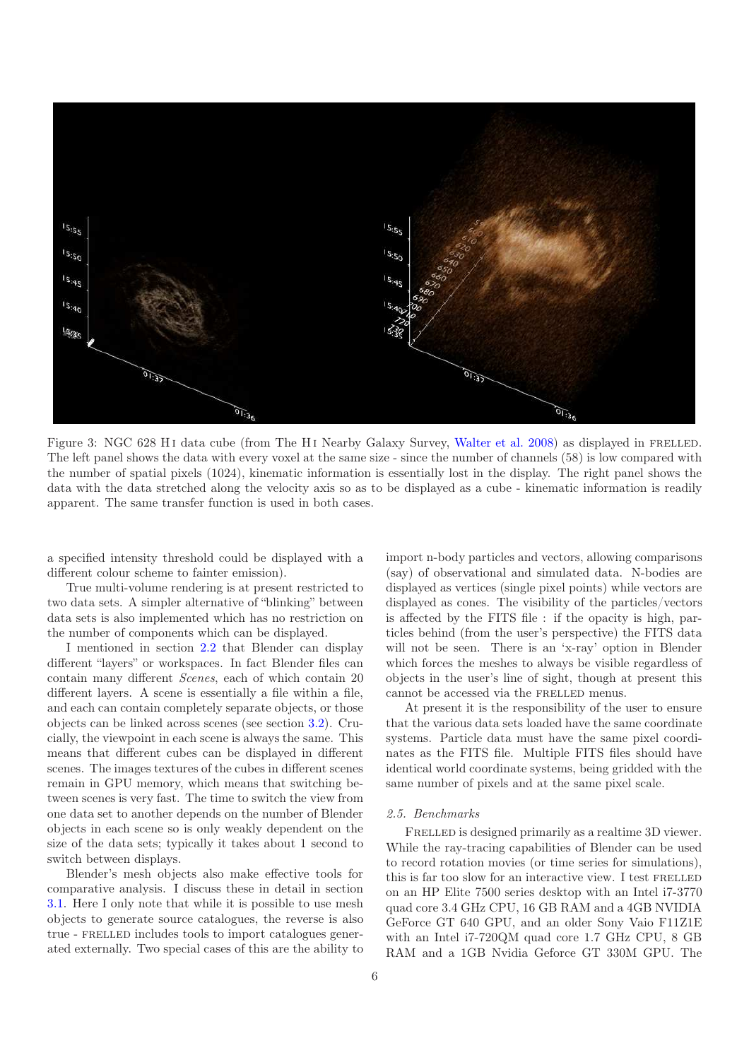Figure 3: NGC 628 H I data cube (from The H I Nearby Galaxy Survey, Walter et al. 2008) as displayed in FRELLED. The left panel shows the data with every voxel at the same size - since the number of channels (58) is low compared with the number of spatial pixels (1024), kinematic information is essentially lost in the display. The right panel shows the data with the data stretched along the velocity axis so as to be displayed as a cube - kinematic information is readily apparent. The same transfer function is used in both cases.

a specified intensity threshold could be displayed with a different colour scheme to fainter emission).

True multi-volume rendering is at present restricted to two data sets. A simpler alternative of "blinking" between data sets is also implemented which has no restriction on the number of components which can be displayed.

I mentioned in section 2.2 that Blender can display different "layers" or workspaces. In fact Blender files can contain many different *Scenes*, each of which contain 20 different layers. A scene is essentially a file within a file, and each can contain completely separate objects, or those objects can be linked across scenes (see section 3.2). Crucially, the viewpoint in each scene is always the same. This means that different cubes can be displayed in different scenes. The images textures of the cubes in different scenes remain in GPU memory, which means that switching between scenes is very fast. The time to switch the view from one data set to another depends on the number of Blender objects in each scene so is only weakly dependent on the size of the data sets; typically it takes about 1 second to switch between displays.

Blender's mesh objects also make effective tools for comparative analysis. I discuss these in detail in section 3.1. Here I only note that while it is possible to use mesh objects to generate source catalogues, the reverse is also true - FRELLED includes tools to import catalogues generated externally. Two special cases of this are the ability to import n-body particles and vectors, allowing comparisons (say) of observational and simulated data. N-bodies are displayed as vertices (single pixel points) while vectors are displayed as cones. The visibility of the particles/vectors is affected by the FITS file : if the opacity is high, particles behind (from the user's perspective) the FITS data will not be seen. There is an 'x-ray' option in Blender which forces the meshes to always be visible regardless of objects in the user's line of sight, though at present this cannot be accessed via the FRELLED menus.

At present it is the responsibility of the user to ensure that the various data sets loaded have the same coordinate systems. Particle data must have the same pixel coordinates as the FITS file. Multiple FITS files should have identical world coordinate systems, being gridded with the same number of pixels and at the same pixel scale.

### 2.5. Benchmarks

FRELLED is designed primarily as a realtime 3D viewer. While the ray-tracing capabilities of Blender can be used to record rotation movies (or time series for simulations), this is far too slow for an interactive view. I test FRELLED on an HP Elite 7500 series desktop with an Intel i7-3770 quad core 3.4 GHz CPU, 16 GB RAM and a 4GB NVIDIA GeForce GT 640 GPU, and an older Sony Vaio F11Z1E with an Intel i7-720QM quad core 1.7 GHz CPU, 8 GB RAM and a 1GB Nvidia Geforce GT 330M GPU. The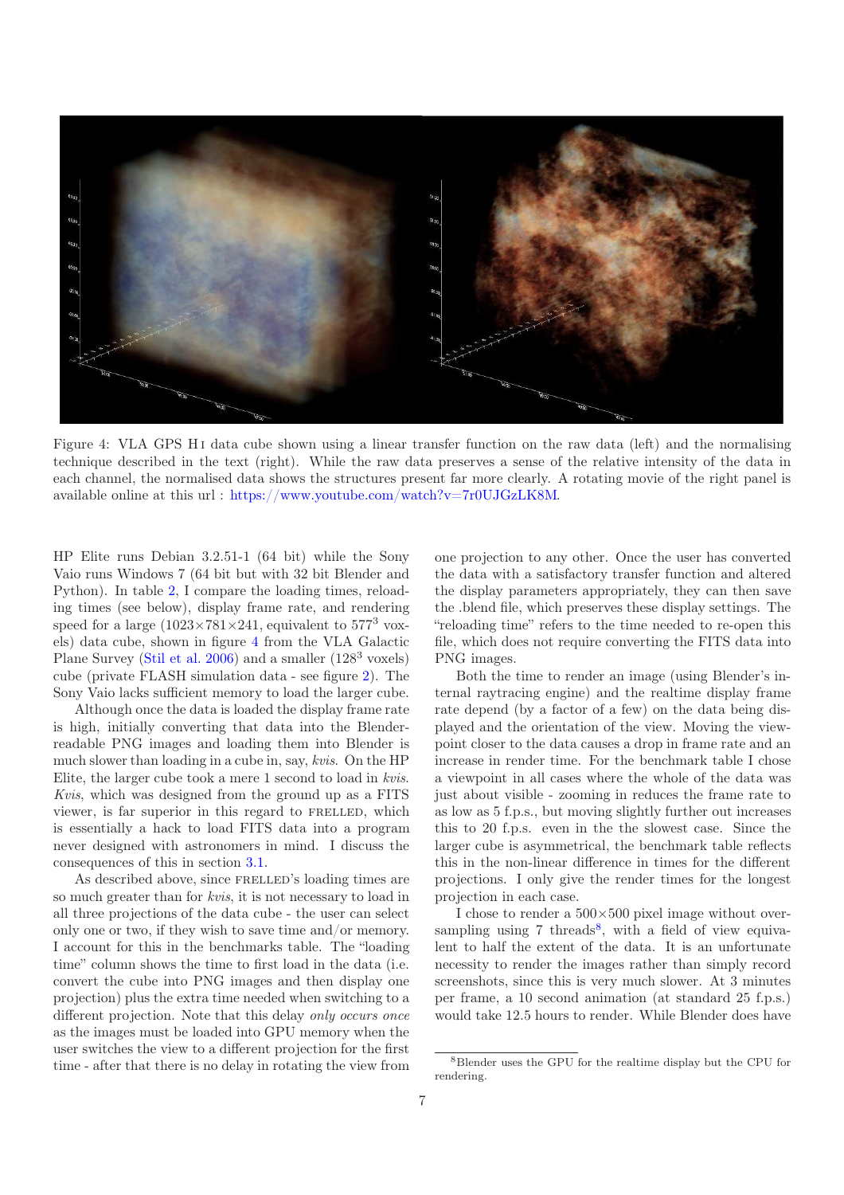Figure 4: VLA GPS H I data cube shown using a linear transfer function on the raw data (left) and the normalising technique described in the text (right). While the raw data preserves a sense of the relative intensity of the data in each channel, the normalised data shows the structures present far more clearly. A rotating movie of the right panel is available online at this url : https://www.youtube.com/watch?v=7r0UJGzLK8M.

HP Elite runs Debian 3.2.51-1 (64 bit) while the Sony Vaio runs Windows 7 (64 bit but with 32 bit Blender and Python). In table 2, I compare the loading times, reloading times (see below), display frame rate, and rendering speed for a large (1023×781×241, equivalent to $577^3$ voxels) data cube, shown in figure 4 from the VLA Galactic Plane Survey (Stil et al. 2006) and a smaller ($128^3$ voxels) cube (private FLASH simulation data - see figure 2). The Sony Vaio lacks sufficient memory to load the larger cube.

Although once the data is loaded the display frame rate is high, initially converting that data into the Blender-readable PNG images and loading them into Blender is much slower than loading in a cube in, say, *kvis*. On the HP Elite, the larger cube took a mere 1 second to load in *kvis*. *Kvis*, which was designed from the ground up as a FITS viewer, is far superior in this regard to FRELLED, which is essentially a hack to load FITS data into a program never designed with astronomers in mind. I discuss the consequences of this in section 3.1.

As described above, since FRELLED's loading times are so much greater than for *kvis*, it is not necessary to load in all three projections of the data cube - the user can select only one or two, if they wish to save time and/or memory. I account for this in the benchmarks table. The "loading time" column shows the time to first load in the data (i.e. convert the cube into PNG images and then display one projection) plus the extra time needed when switching to a different projection. Note that this delay *only occurs once* as the images must be loaded into GPU memory when the user switches the view to a different projection for the first time - after that there is no delay in rotating the view from one projection to any other. Once the user has converted the data with a satisfactory transfer function and altered the display parameters appropriately, they can then save the .blend file, which preserves these display settings. The "reloading time" refers to the time needed to re-open this file, which does not require converting the FITS data into PNG images.

Both the time to render an image (using Blender's internal raytracing engine) and the realtime display frame rate depend (by a factor of a few) on the data being displayed and the orientation of the view. Moving the viewpoint closer to the data causes a drop in frame rate and an increase in render time. For the benchmark table I chose a viewpoint in all cases where the whole of the data was just about visible - zooming in reduces the frame rate to as low as 5 f.p.s., but moving slightly further out increases this to 20 f.p.s. even in the the slowest case. Since the larger cube is asymmetrical, the benchmark table reflects this in the non-linear difference in times for the different projections. I only give the render times for the longest projection in each case.

I chose to render a 500×500 pixel image without oversampling using 7 threads[8], with a field of view equivalent to half the extent of the data. It is an unfortunate necessity to render the images rather than simply record screenshots, since this is very much slower. At 3 minutes per frame, a 10 second animation (at standard 25 f.p.s.) would take 12.5 hours to render. While Blender does have

[8] Blender uses the GPU for the realtime display but the CPU for rendering.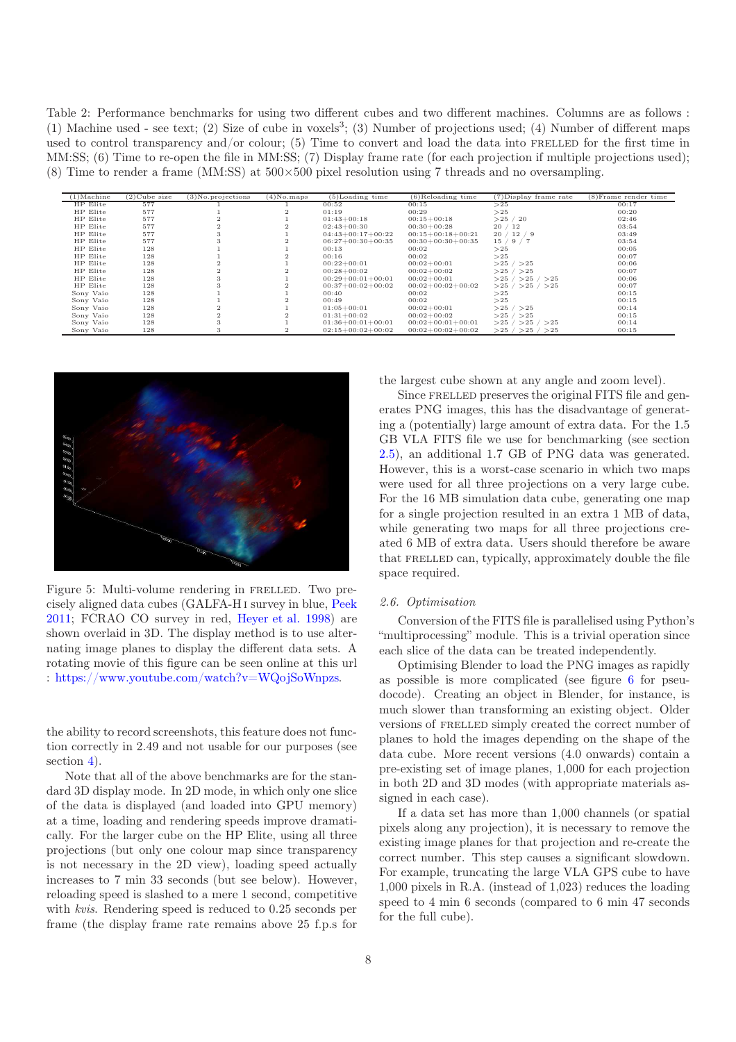Table 2: Performance benchmarks for using two different cubes and two different machines. Columns are as follows : (1) Machine used - see text; (2) Size of cube in voxels$^3$; (3) Number of projections used; (4) Number of different maps used to control transparency and/or colour; (5) Time to convert and load the data into FRELLED for the first time in MM:SS; (6) Time to re-open the file in MM:SS; (7) Display frame rate (for each projection if multiple projections used); (8) Time to render a frame (MM:SS) at 500×500 pixel resolution using 7 threads and no oversampling.

| (1)Machine | (2)Cube size | (3)No.projections | (4)No.maps | (5)Loading time | (6)Reloading time | (7)Display frame rate | (8)Frame render time |
|---|---|---|---|---|---|---|---|
| HP Elite | 577 | 1 | 1 | 00:52 | 00:15 | >25 | 00:17 |
| HP Elite | 577 | 1 | 2 | 01:19 | 00:29 | >25 | 00:20 |
| HP Elite | 577 | 2 | 1 | 01:43+00:18 | 00:15+00:18 | >25 / 20 | 02:46 |
| HP Elite | 577 | 2 | 2 | 02:43+00:30 | 00:30+00:28 | 20 / 12 | 03:54 |
| HP Elite | 577 | 3 | 1 | 04:43+00:17+00:22 | 00:15+00:18+00:21 | 20 / 12 / 9 | 03:49 |
| HP Elite | 577 | 3 | 2 | 06:27+00:30+00:35 | 00:30+00:30+00:35 | 15 / 9 / 7 | 03:54 |
| HP Elite | 128 | 1 | 1 | 00:13 | 00:02 | >25 | 00:05 |
| HP Elite | 128 | 1 | 2 | 00:16 | 00:02 | >25 | 00:07 |
| HP Elite | 128 | 2 | 1 | 00:22+00:01 | 00:02+00:01 | >25 / >25 | 00:06 |
| HP Elite | 128 | 2 | 2 | 00:28+00:02 | 00:02+00:02 | >25 / >25 | 00:07 |
| HP Elite | 128 | 3 | 1 | 00:29+00:01+00:01 | 00:02+00:01 | >25 / >25 / >25 | 00:06 |
| HP Elite | 128 | 3 | 2 | 00:37+00:02+00:02 | 00:02+00:02+00:02 | >25 / >25 / >25 | 00:07 |
| Sony Vaio | 128 | 1 | 1 | 00:40 | 00:02 | >25 | 00:15 |
| Sony Vaio | 128 | 1 | 2 | 00:49 | 00:02 | >25 | 00:15 |
| Sony Vaio | 128 | 2 | 1 | 01:05+00:01 | 00:02+00:01 | >25 / >25 | 00:14 |
| Sony Vaio | 128 | 2 | 2 | 01:31+00:02 | 00:02+00:02 | >25 / >25 | 00:15 |
| Sony Vaio | 128 | 3 | 1 | 01:36+00:01+00:01 | 00:02+00:01+00:01 | >25 / >25 / >25 | 00:14 |
| Sony Vaio | 128 | 3 | 2 | 02:15+00:02+00:02 | 00:02+00:02+00:02 | >25 / >25 / >25 | 00:15 |

Figure 5: Multi-volume rendering in FRELLED. Two precisely aligned data cubes (GALFA-H I survey in blue, Peek 2011; FCRAO CO survey in red, Heyer et al. 1998) are shown overlaid in 3D. The display method is to use alternating image planes to display the different data sets. A rotating movie of this figure can be seen online at this url : https://www.youtube.com/watch?v=WQojSoWnpzs.

the ability to record screenshots, this feature does not function correctly in 2.49 and not usable for our purposes (see section 4).

Note that all of the above benchmarks are for the standard 3D display mode. In 2D mode, in which only one slice of the data is displayed (and loaded into GPU memory) at a time, loading and rendering speeds improve dramatically. For the larger cube on the HP Elite, using all three projections (but only one colour map since transparency is not necessary in the 2D view), loading speed actually increases to 7 min 33 seconds (but see below). However, reloading speed is slashed to a mere 1 second, competitive with *kvis*. Rendering speed is reduced to 0.25 seconds per frame (the display frame rate remains above 25 f.p.s for the largest cube shown at any angle and zoom level).

Since FRELLED preserves the original FITS file and generates PNG images, this has the disadvantage of generating a (potentially) large amount of extra data. For the 1.5 GB VLA FITS file we use for benchmarking (see section 2.5), an additional 1.7 GB of PNG data was generated. However, this is a worst-case scenario in which two maps were used for all three projections on a very large cube. For the 16 MB simulation data cube, generating one map for a single projection resulted in an extra 1 MB of data, while generating two maps for all three projections created 6 MB of extra data. Users should therefore be aware that FRELLED can, typically, approximately double the file space required.

### 2.6. Optimisation

Conversion of the FITS file is parallelised using Python's "multiprocessing" module. This is a trivial operation since each slice of the data can be treated independently.

Optimising Blender to load the PNG images as rapidly as possible is more complicated (see figure 6 for pseudocode). Creating an object in Blender, for instance, is much slower than transforming an existing object. Older versions of FRELLED simply created the correct number of planes to hold the images depending on the shape of the data cube. More recent versions (4.0 onwards) contain a pre-existing set of image planes, 1,000 for each projection in both 2D and 3D modes (with appropriate materials assigned in each case).

If a data set has more than 1,000 channels (or spatial pixels along any projection), it is necessary to remove the existing image planes for that projection and re-create the correct number. This step causes a significant slowdown. For example, truncating the large VLA GPS cube to have 1,000 pixels in R.A. (instead of 1,023) reduces the loading speed to 4 min 6 seconds (compared to 6 min 47 seconds for the full cube).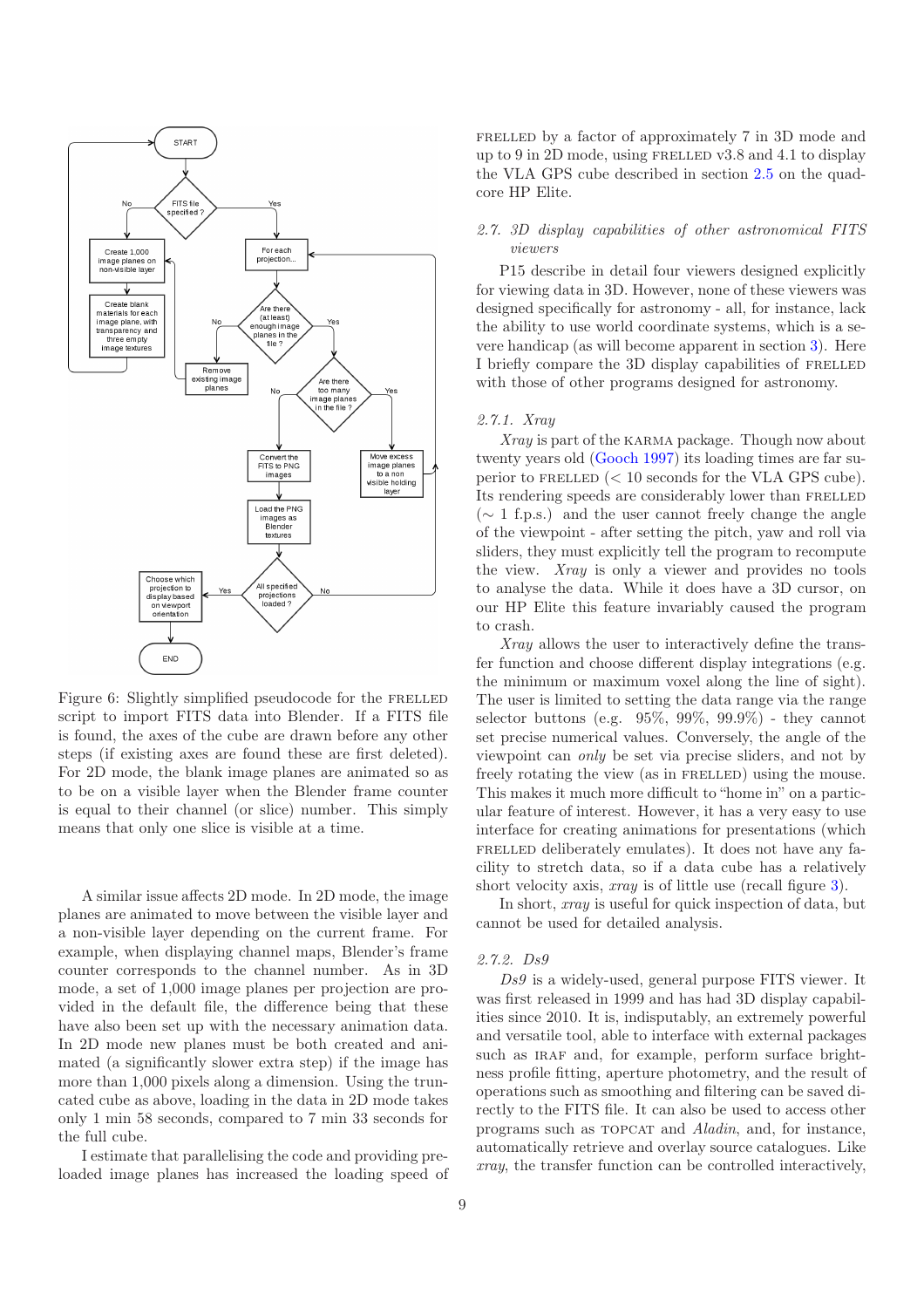Figure 6: Slightly simplified pseudocode for the FRELLED script to import FITS data into Blender. If a FITS file is found, the axes of the cube are drawn before any other steps (if existing axes are found these are first deleted). For 2D mode, the blank image planes are animated so as to be on a visible layer when the Blender frame counter is equal to their channel (or slice) number. This simply means that only one slice is visible at a time.

A similar issue affects 2D mode. In 2D mode, the image planes are animated to move between the visible layer and a non-visible layer depending on the current frame. For example, when displaying channel maps, Blender's frame counter corresponds to the channel number. As in 3D mode, a set of 1,000 image planes per projection are provided in the default file, the difference being that these have also been set up with the necessary animation data. In 2D mode new planes must be both created and animated (a significantly slower extra step) if the image has more than 1,000 pixels along a dimension. Using the truncated cube as above, loading in the data in 2D mode takes only 1 min 58 seconds, compared to 7 min 33 seconds for the full cube.

I estimate that parallelising the code and providing preloaded image planes has increased the loading speed of FRELLED by a factor of approximately 7 in 3D mode and up to 9 in 2D mode, using FRELLED v3.8 and 4.1 to display the VLA GPS cube described in section 2.5 on the quad-core HP Elite.

### 2.7. 3D display capabilities of other astronomical FITS viewers

P15 describe in detail four viewers designed explicitly for viewing data in 3D. However, none of these viewers was designed specifically for astronomy - all, for instance, lack the ability to use world coordinate systems, which is a severe handicap (as will become apparent in section 3). Here I briefly compare the 3D display capabilities of FRELLED with those of other programs designed for astronomy.

#### 2.7.1. Xray

*Xray* is part of the KARMA package. Though now about twenty years old (Gooch 1997) its loading times are far superior to FRELLED (< 10 seconds for the VLA GPS cube). Its rendering speeds are considerably lower than FRELLED ($\sim$ 1 f.p.s.) and the user cannot freely change the angle of the viewpoint - after setting the pitch, yaw and roll via sliders, they must explicitly tell the program to recompute the view. *Xray* is only a viewer and provides no tools to analyse the data. While it does have a 3D cursor, on our HP Elite this feature invariably caused the program to crash.

*Xray* allows the user to interactively define the transfer function and choose different display integrations (e.g. the minimum or maximum voxel along the line of sight). The user is limited to setting the data range via the range selector buttons (e.g. 95%, 99%, 99.9%) - they cannot set precise numerical values. Conversely, the angle of the viewpoint can *only* be set via precise sliders, and not by freely rotating the view (as in FRELLED) using the mouse. This makes it much more difficult to "home in" on a particular feature of interest. However, it has a very easy to use interface for creating animations for presentations (which FRELLED deliberately emulates). It does not have any facility to stretch data, so if a data cube has a relatively short velocity axis, *xray* is of little use (recall figure 3).

In short, *xray* is useful for quick inspection of data, but cannot be used for detailed analysis.

#### 2.7.2. Ds9

*Ds9* is a widely-used, general purpose FITS viewer. It was first released in 1999 and has had 3D display capabilities since 2010. It is, indisputably, an extremely powerful and versatile tool, able to interface with external packages such as IRAF and, for example, perform surface brightness profile fitting, aperture photometry, and the result of operations such as smoothing and filtering can be saved directly to the FITS file. It can also be used to access other programs such as TOPCAT and *Aladin*, and, for instance, automatically retrieve and overlay source catalogues. Like *xray*, the transfer function can be controlled interactively,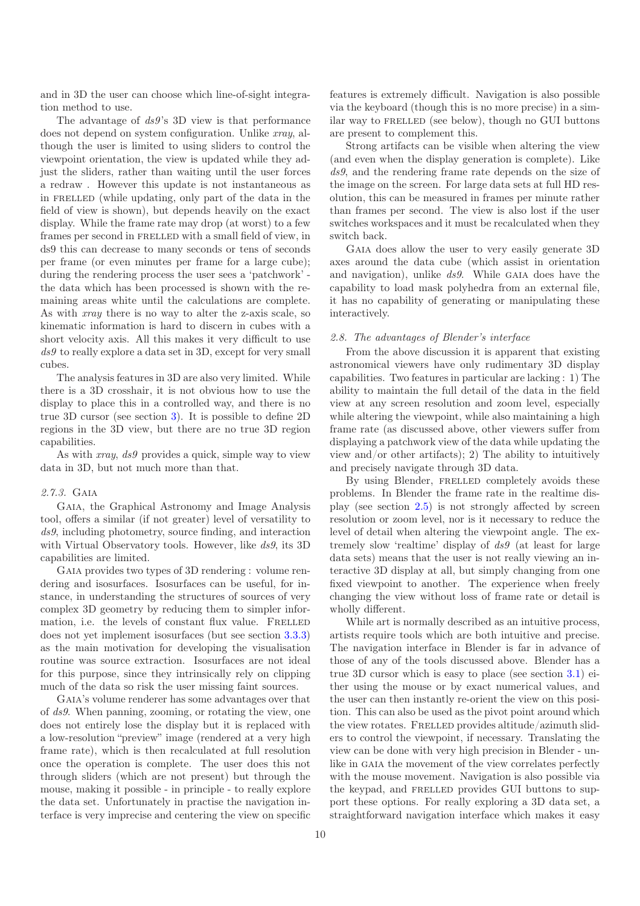and in 3D the user can choose which line-of-sight integration method to use.

The advantage of *ds9*'s 3D view is that performance does not depend on system configuration. Unlike *xray*, although the user is limited to using sliders to control the viewpoint orientation, the view is updated while they adjust the sliders, rather than waiting until the user forces a redraw . However this update is not instantaneous as in FRELLED (while updating, only part of the data in the field of view is shown), but depends heavily on the exact display. While the frame rate may drop (at worst) to a few frames per second in FRELLED with a small field of view, in ds9 this can decrease to many seconds or tens of seconds per frame (or even minutes per frame for a large cube); during the rendering process the user sees a 'patchwork' - the data which has been processed is shown with the remaining areas white until the calculations are complete. As with *xray* there is no way to alter the z-axis scale, so kinematic information is hard to discern in cubes with a short velocity axis. All this makes it very difficult to use *ds9* to really explore a data set in 3D, except for very small cubes.

The analysis features in 3D are also very limited. While there is a 3D crosshair, it is not obvious how to use the display to place this in a controlled way, and there is no true 3D cursor (see section 3). It is possible to define 2D regions in the 3D view, but there are no true 3D region capabilities.

As with *xray*, *ds9* provides a quick, simple way to view data in 3D, but not much more than that.

### *2.7.3.* GAIA

GAIA, the Graphical Astronomy and Image Analysis tool, offers a similar (if not greater) level of versatility to *ds9*, including photometry, source finding, and interaction with Virtual Observatory tools. However, like *ds9*, its 3D capabilities are limited.

GAIA provides two types of 3D rendering : volume rendering and isosurfaces. Isosurfaces can be useful, for instance, in understanding the structures of sources of very complex 3D geometry by reducing them to simpler information, i.e. the levels of constant flux value. FRELLED does not yet implement isosurfaces (but see section 3.3.3) as the main motivation for developing the visualisation routine was source extraction. Isosurfaces are not ideal for this purpose, since they intrinsically rely on clipping much of the data so risk the user missing faint sources.

GAIA's volume renderer has some advantages over that of *ds9*. When panning, zooming, or rotating the view, one does not entirely lose the display but it is replaced with a low-resolution "preview" image (rendered at a very high frame rate), which is then recalculated at full resolution once the operation is complete. The user does this not through sliders (which are not present) but through the mouse, making it possible - in principle - to really explore the data set. Unfortunately in practise the navigation interface is very imprecise and centering the view on specific features is extremely difficult. Navigation is also possible via the keyboard (though this is no more precise) in a similar way to FRELLED (see below), though no GUI buttons are present to complement this.

Strong artifacts can be visible when altering the view (and even when the display generation is complete). Like *ds9*, and the rendering frame rate depends on the size of the image on the screen. For large data sets at full HD resolution, this can be measured in frames per minute rather than frames per second. The view is also lost if the user switches workspaces and it must be recalculated when they switch back.

GAIA does allow the user to very easily generate 3D axes around the data cube (which assist in orientation and navigation), unlike *ds9*. While GAIA does have the capability to load mask polyhedra from an external file, it has no capability of generating or manipulating these interactively.

### *2.8. The advantages of Blender's interface*

From the above discussion it is apparent that existing astronomical viewers have only rudimentary 3D display capabilities. Two features in particular are lacking : 1) The ability to maintain the full detail of the data in the field view at any screen resolution and zoom level, especially while altering the viewpoint, while also maintaining a high frame rate (as discussed above, other viewers suffer from displaying a patchwork view of the data while updating the view and/or other artifacts); 2) The ability to intuitively and precisely navigate through 3D data.

By using Blender, FRELLED completely avoids these problems. In Blender the frame rate in the realtime display (see section 2.5) is not strongly affected by screen resolution or zoom level, nor is it necessary to reduce the level of detail when altering the viewpoint angle. The extremely slow 'realtime' display of *ds9* (at least for large data sets) means that the user is not really viewing an interactive 3D display at all, but simply changing from one fixed viewpoint to another. The experience when freely changing the view without loss of frame rate or detail is wholly different.

While art is normally described as an intuitive process, artists require tools which are both intuitive and precise. The navigation interface in Blender is far in advance of those of any of the tools discussed above. Blender has a true 3D cursor which is easy to place (see section 3.1) either using the mouse or by exact numerical values, and the user can then instantly re-orient the view on this position. This can also be used as the pivot point around which the view rotates. FRELLED provides altitude/azimuth sliders to control the viewpoint, if necessary. Translating the view can be done with very high precision in Blender - unlike in GAIA the movement of the view correlates perfectly with the mouse movement. Navigation is also possible via the keypad, and FRELLED provides GUI buttons to support these options. For really exploring a 3D data set, a straightforward navigation interface which makes it easy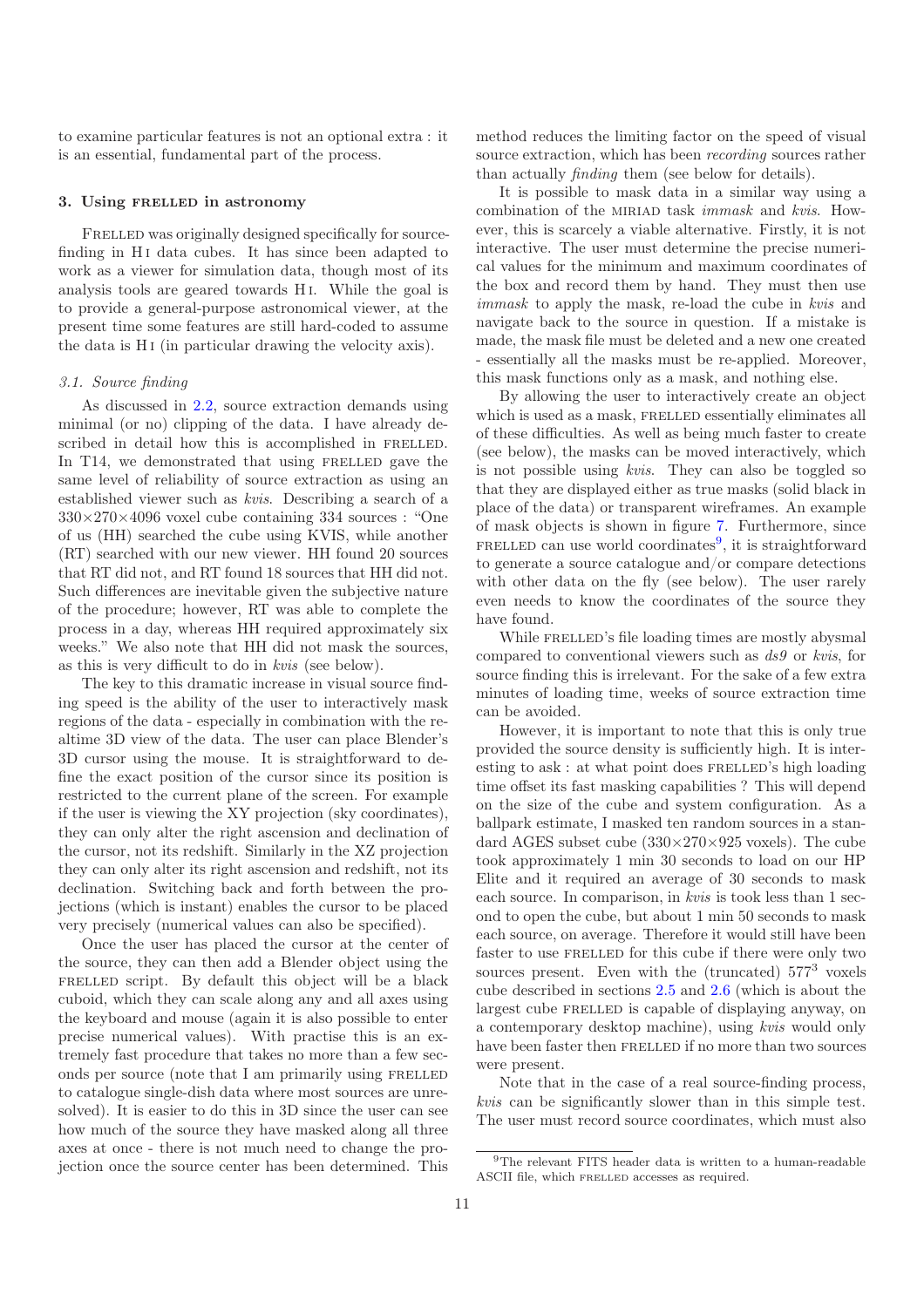to examine particular features is not an optional extra : it is an essential, fundamental part of the process.

## 3. Using FRELLED in astronomy

FRELLED was originally designed specifically for source-finding in H I data cubes. It has since been adapted to work as a viewer for simulation data, though most of its analysis tools are geared towards H I. While the goal is to provide a general-purpose astronomical viewer, at the present time some features are still hard-coded to assume the data is H I (in particular drawing the velocity axis).

### 3.1. Source finding

As discussed in 2.2, source extraction demands using minimal (or no) clipping of the data. I have already described in detail how this is accomplished in FRELLED. In T14, we demonstrated that using FRELLED gave the same level of reliability of source extraction as using an established viewer such as *kvis*. Describing a search of a $330\times270\times4096$ voxel cube containing 334 sources : "One of us (HH) searched the cube using KVIS, while another (RT) searched with our new viewer. HH found 20 sources that RT did not, and RT found 18 sources that HH did not. Such differences are inevitable given the subjective nature of the procedure; however, RT was able to complete the process in a day, whereas HH required approximately six weeks." We also note that HH did not mask the sources, as this is very difficult to do in *kvis* (see below).

The key to this dramatic increase in visual source finding speed is the ability of the user to interactively mask regions of the data - especially in combination with the realtime 3D view of the data. The user can place Blender's 3D cursor using the mouse. It is straightforward to define the exact position of the cursor since its position is restricted to the current plane of the screen. For example if the user is viewing the XY projection (sky coordinates), they can only alter the right ascension and declination of the cursor, not its redshift. Similarly in the XZ projection they can only alter its right ascension and redshift, not its declination. Switching back and forth between the projections (which is instant) enables the cursor to be placed very precisely (numerical values can also be specified).

Once the user has placed the cursor at the center of the source, they can then add a Blender object using the FRELLED script. By default this object will be a black cuboid, which they can scale along any and all axes using the keyboard and mouse (again it is also possible to enter precise numerical values). With practise this is an extremely fast procedure that takes no more than a few seconds per source (note that I am primarily using FRELLED to catalogue single-dish data where most sources are unresolved). It is easier to do this in 3D since the user can see how much of the source they have masked along all three axes at once - there is not much need to change the projection once the source center has been determined. This method reduces the limiting factor on the speed of visual source extraction, which has been *recording* sources rather than actually *finding* them (see below for details).

It is possible to mask data in a similar way using a combination of the MIRIAD task *immask* and *kvis*. However, this is scarcely a viable alternative. Firstly, it is not interactive. The user must determine the precise numerical values for the minimum and maximum coordinates of the box and record them by hand. They must then use *immask* to apply the mask, re-load the cube in *kvis* and navigate back to the source in question. If a mistake is made, the mask file must be deleted and a new one created - essentially all the masks must be re-applied. Moreover, this mask functions only as a mask, and nothing else.

By allowing the user to interactively create an object which is used as a mask, FRELLED essentially eliminates all of these difficulties. As well as being much faster to create (see below), the masks can be moved interactively, which is not possible using *kvis*. They can also be toggled so that they are displayed either as true masks (solid black in place of the data) or transparent wireframes. An example of mask objects is shown in figure 7. Furthermore, since FRELLED can use world coordinates[9], it is straightforward to generate a source catalogue and/or compare detections with other data on the fly (see below). The user rarely even needs to know the coordinates of the source they have found.

While FRELLED's file loading times are mostly abysmal compared to conventional viewers such as *ds9* or *kvis*, for source finding this is irrelevant. For the sake of a few extra minutes of loading time, weeks of source extraction time can be avoided.

However, it is important to note that this is only true provided the source density is sufficiently high. It is interesting to ask : at what point does FRELLED's high loading time offset its fast masking capabilities ? This will depend on the size of the cube and system configuration. As a ballpark estimate, I masked ten random sources in a standard AGES subset cube ($330\times270\times925$ voxels). The cube took approximately 1 min 30 seconds to load on our HP Elite and it required an average of 30 seconds to mask each source. In comparison, in *kvis* is took less than 1 second to open the cube, but about 1 min 50 seconds to mask each source, on average. Therefore it would still have been faster to use FRELLED for this cube if there were only two sources present. Even with the (truncated) $577^3$ voxels cube described in sections 2.5 and 2.6 (which is about the largest cube FRELLED is capable of displaying anyway, on a contemporary desktop machine), using *kvis* would only have been faster then FRELLED if no more than two sources were present.

Note that in the case of a real source-finding process, *kvis* can be significantly slower than in this simple test. The user must record source coordinates, which must also

[9] The relevant FITS header data is written to a human-readable ASCII file, which FRELLED accesses as required.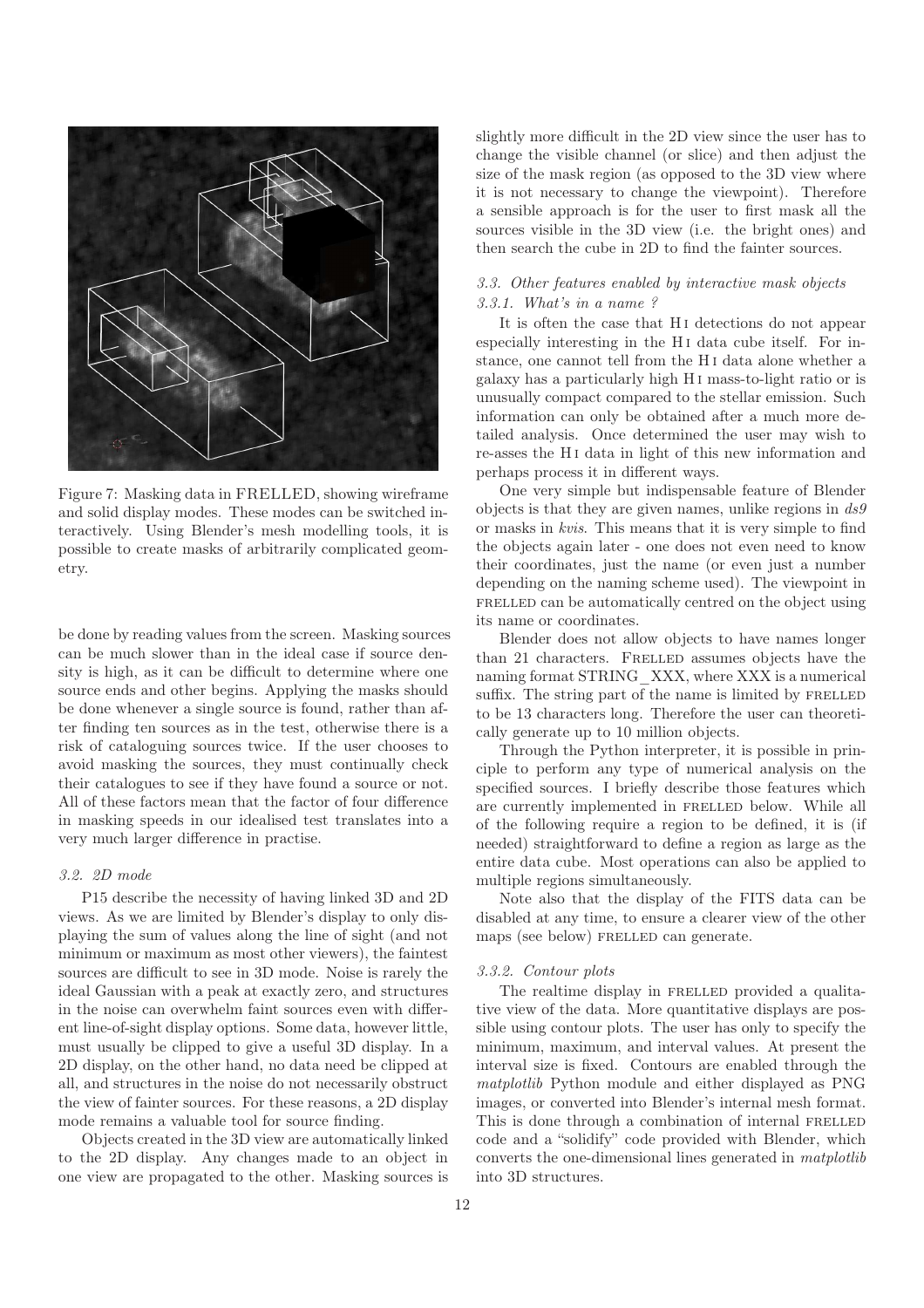Figure 7: Masking data in FRELLED, showing wireframe and solid display modes. These modes can be switched interactively. Using Blender's mesh modelling tools, it is possible to create masks of arbitrarily complicated geometry.

be done by reading values from the screen. Masking sources can be much slower than in the ideal case if source density is high, as it can be difficult to determine where one source ends and other begins. Applying the masks should be done whenever a single source is found, rather than after finding ten sources as in the test, otherwise there is a risk of cataloguing sources twice. If the user chooses to avoid masking the sources, they must continually check their catalogues to see if they have found a source or not. All of these factors mean that the factor of four difference in masking speeds in our idealised test translates into a very much larger difference in practise.

### 3.2. 2D mode

P15 describe the necessity of having linked 3D and 2D views. As we are limited by Blender's display to only displaying the sum of values along the line of sight (and not minimum or maximum as most other viewers), the faintest sources are difficult to see in 3D mode. Noise is rarely the ideal Gaussian with a peak at exactly zero, and structures in the noise can overwhelm faint sources even with different line-of-sight display options. Some data, however little, must usually be clipped to give a useful 3D display. In a 2D display, on the other hand, no data need be clipped at all, and structures in the noise do not necessarily obstruct the view of fainter sources. For these reasons, a 2D display mode remains a valuable tool for source finding.

Objects created in the 3D view are automatically linked to the 2D display. Any changes made to an object in one view are propagated to the other. Masking sources is slightly more difficult in the 2D view since the user has to change the visible channel (or slice) and then adjust the size of the mask region (as opposed to the 3D view where it is not necessary to change the viewpoint). Therefore a sensible approach is for the user to first mask all the sources visible in the 3D view (i.e. the bright ones) and then search the cube in 2D to find the fainter sources.

### 3.3. Other features enabled by interactive mask objects

#### 3.3.1. What's in a name ?

It is often the case that HI detections do not appear especially interesting in the HI data cube itself. For instance, one cannot tell from the HI data alone whether a galaxy has a particularly high HI mass-to-light ratio or is unusually compact compared to the stellar emission. Such information can only be obtained after a much more detailed analysis. Once determined the user may wish to re-asses the HI data in light of this new information and perhaps process it in different ways.

One very simple but indispensable feature of Blender objects is that they are given names, unlike regions in *ds9* or masks in *kvis*. This means that it is very simple to find the objects again later - one does not even need to know their coordinates, just the name (or even just a number depending on the naming scheme used). The viewpoint in FRELLED can be automatically centred on the object using its name or coordinates.

Blender does not allow objects to have names longer than 21 characters. FRELLED assumes objects have the naming format STRING_XXX, where XXX is a numerical suffix. The string part of the name is limited by FRELLED to be 13 characters long. Therefore the user can theoretically generate up to 10 million objects.

Through the Python interpreter, it is possible in principle to perform any type of numerical analysis on the specified sources. I briefly describe those features which are currently implemented in FRELLED below. While all of the following require a region to be defined, it is (if needed) straightforward to define a region as large as the entire data cube. Most operations can also be applied to multiple regions simultaneously.

Note also that the display of the FITS data can be disabled at any time, to ensure a clearer view of the other maps (see below) FRELLED can generate.

#### 3.3.2. Contour plots

The realtime display in FRELLED provided a qualitative view of the data. More quantitative displays are possible using contour plots. The user has only to specify the minimum, maximum, and interval values. At present the interval size is fixed. Contours are enabled through the *matplotlib* Python module and either displayed as PNG images, or converted into Blender's internal mesh format. This is done through a combination of internal FRELLED code and a "solidify" code provided with Blender, which converts the one-dimensional lines generated in *matplotlib* into 3D structures.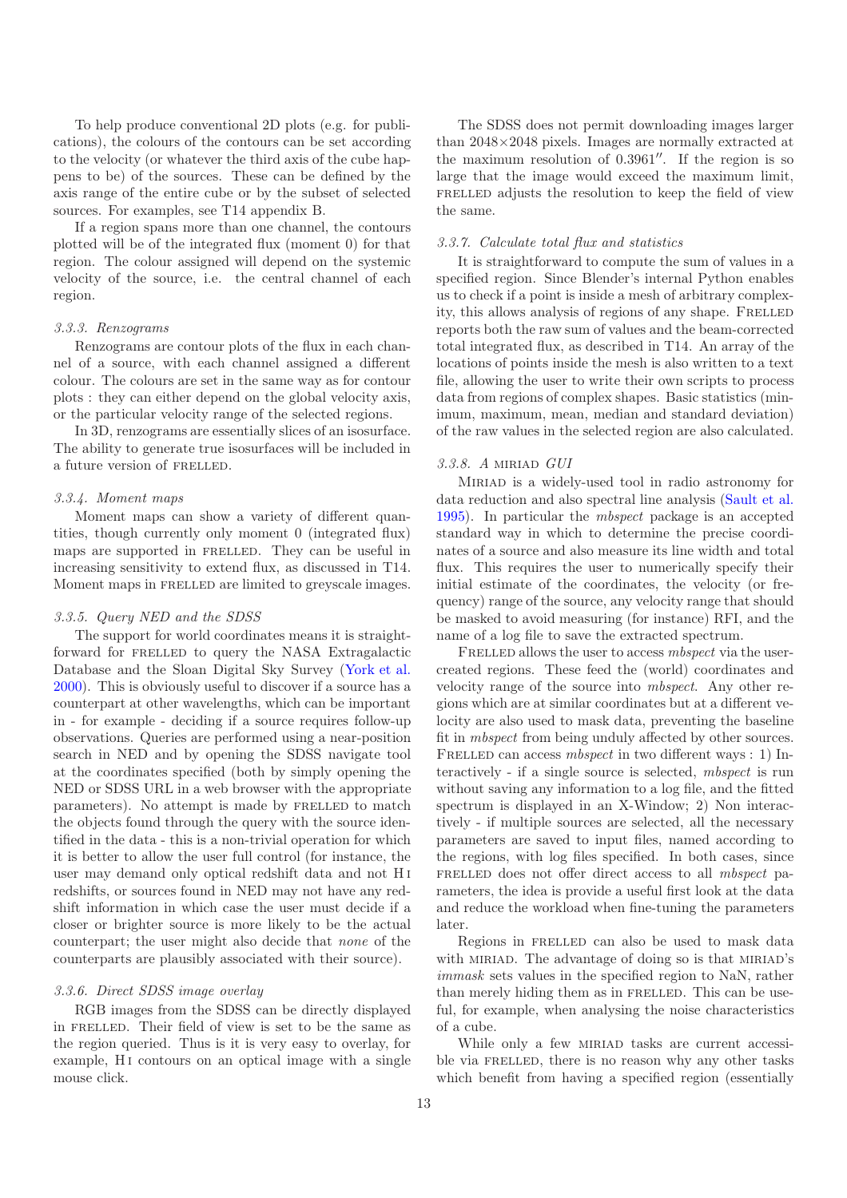To help produce conventional 2D plots (e.g. for publications), the colours of the contours can be set according to the velocity (or whatever the third axis of the cube happens to be) of the sources. These can be defined by the axis range of the entire cube or by the subset of selected sources. For examples, see T14 appendix B.

If a region spans more than one channel, the contours plotted will be of the integrated flux (moment 0) for that region. The colour assigned will depend on the systemic velocity of the source, i.e. the central channel of each region.

### 3.3.3. Renzograms

Renzograms are contour plots of the flux in each channel of a source, with each channel assigned a different colour. The colours are set in the same way as for contour plots : they can either depend on the global velocity axis, or the particular velocity range of the selected regions.

In 3D, renzograms are essentially slices of an isosurface. The ability to generate true isosurfaces will be included in a future version of FRELLED.

### 3.3.4. Moment maps

Moment maps can show a variety of different quantities, though currently only moment 0 (integrated flux) maps are supported in FRELLED. They can be useful in increasing sensitivity to extend flux, as discussed in T14. Moment maps in FRELLED are limited to greyscale images.

### 3.3.5. Query NED and the SDSS

The support for world coordinates means it is straightforward for FRELLED to query the NASA Extragalactic Database and the Sloan Digital Sky Survey (York et al. 2000). This is obviously useful to discover if a source has a counterpart at other wavelengths, which can be important in - for example - deciding if a source requires follow-up observations. Queries are performed using a near-position search in NED and by opening the SDSS navigate tool at the coordinates specified (both by simply opening the NED or SDSS URL in a web browser with the appropriate parameters). No attempt is made by FRELLED to match the objects found through the query with the source identified in the data - this is a non-trivial operation for which it is better to allow the user full control (for instance, the user may demand only optical redshift data and not H I redshifts, or sources found in NED may not have any redshift information in which case the user must decide if a closer or brighter source is more likely to be the actual counterpart; the user might also decide that *none* of the counterparts are plausibly associated with their source).

### 3.3.6. Direct SDSS image overlay

RGB images from the SDSS can be directly displayed in FRELLED. Their field of view is set to be the same as the region queried. Thus is it is very easy to overlay, for example, H I contours on an optical image with a single mouse click.

The SDSS does not permit downloading images larger than 2048×2048 pixels. Images are normally extracted at the maximum resolution of $0.3961''$. If the region is so large that the image would exceed the maximum limit, FRELLED adjusts the resolution to keep the field of view the same.

### 3.3.7. Calculate total flux and statistics

It is straightforward to compute the sum of values in a specified region. Since Blender's internal Python enables us to check if a point is inside a mesh of arbitrary complexity, this allows analysis of regions of any shape. FRELLED reports both the raw sum of values and the beam-corrected total integrated flux, as described in T14. An array of the locations of points inside the mesh is also written to a text file, allowing the user to write their own scripts to process data from regions of complex shapes. Basic statistics (minimum, maximum, mean, median and standard deviation) of the raw values in the selected region are also calculated.

### 3.3.8. A MIRIAD GUI

MIRIAD is a widely-used tool in radio astronomy for data reduction and also spectral line analysis (Sault et al. 1995). In particular the *mbspect* package is an accepted standard way in which to determine the precise coordinates of a source and also measure its line width and total flux. This requires the user to numerically specify their initial estimate of the coordinates, the velocity (or frequency) range of the source, any velocity range that should be masked to avoid measuring (for instance) RFI, and the name of a log file to save the extracted spectrum.

FRELLED allows the user to access *mbspect* via the user-created regions. These feed the (world) coordinates and velocity range of the source into *mbspect*. Any other regions which are at similar coordinates but at a different velocity are also used to mask data, preventing the baseline fit in *mbspect* from being unduly affected by other sources. FRELLED can access *mbspect* in two different ways : 1) Interactively - if a single source is selected, *mbspect* is run without saving any information to a log file, and the fitted spectrum is displayed in an X-Window; 2) Non interactively - if multiple sources are selected, all the necessary parameters are saved to input files, named according to the regions, with log files specified. In both cases, since FRELLED does not offer direct access to all *mbspect* parameters, the idea is provide a useful first look at the data and reduce the workload when fine-tuning the parameters later.

Regions in FRELLED can also be used to mask data with MIRIAD. The advantage of doing so is that MIRIAD's *immask* sets values in the specified region to NaN, rather than merely hiding them as in FRELLED. This can be useful, for example, when analysing the noise characteristics of a cube.

While only a few MIRIAD tasks are current accessible via FRELLED, there is no reason why any other tasks which benefit from having a specified region (essentially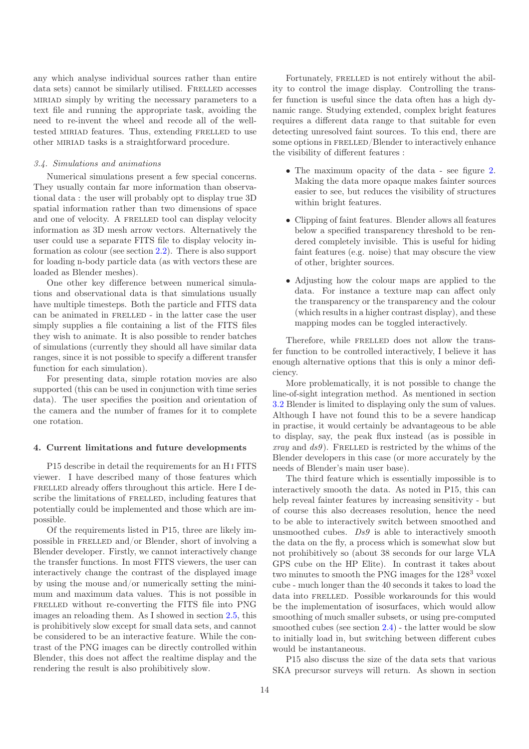any which analyse individual sources rather than entire data sets) cannot be similarly utilised. FRELLED accesses MIRIAD simply by writing the necessary parameters to a text file and running the appropriate task, avoiding the need to re-invent the wheel and recode all of the well-tested MIRIAD features. Thus, extending FRELLED to use other MIRIAD tasks is a straightforward procedure.

### *3.4. Simulations and animations*

Numerical simulations present a few special concerns. They usually contain far more information than observational data : the user will probably opt to display true 3D spatial information rather than two dimensions of space and one of velocity. A FRELLED tool can display velocity information as 3D mesh arrow vectors. Alternatively the user could use a separate FITS file to display velocity information as colour (see section 2.2). There is also support for loading n-body particle data (as with vectors these are loaded as Blender meshes).

One other key difference between numerical simulations and observational data is that simulations usually have multiple timesteps. Both the particle and FITS data can be animated in FRELLED - in the latter case the user simply supplies a file containing a list of the FITS files they wish to animate. It is also possible to render batches of simulations (currently they should all have similar data ranges, since it is not possible to specify a different transfer function for each simulation).

For presenting data, simple rotation movies are also supported (this can be used in conjunction with time series data). The user specifies the position and orientation of the camera and the number of frames for it to complete one rotation.

## 4. Current limitations and future developments

P15 describe in detail the requirements for an H I FITS viewer. I have described many of those features which FRELLED already offers throughout this article. Here I describe the limitations of FRELLED, including features that potentially could be implemented and those which are impossible.

Of the requirements listed in P15, three are likely impossible in FRELLED and/or Blender, short of involving a Blender developer. Firstly, we cannot interactively change the transfer functions. In most FITS viewers, the user can interactively change the contrast of the displayed image by using the mouse and/or numerically setting the minimum and maximum data values. This is not possible in FRELLED without re-converting the FITS file into PNG images an reloading them. As I showed in section 2.5, this is prohibitively slow except for small data sets, and cannot be considered to be an interactive feature. While the contrast of the PNG images can be directly controlled within Blender, this does not affect the realtime display and the rendering the result is also prohibitively slow.

Fortunately, FRELLED is not entirely without the ability to control the image display. Controlling the transfer function is useful since the data often has a high dynamic range. Studying extended, complex bright features requires a different data range to that suitable for even detecting unresolved faint sources. To this end, there are some options in FRELLED/Blender to interactively enhance the visibility of different features :

- The maximum opacity of the data - see figure 2. Making the data more opaque makes fainter sources easier to see, but reduces the visibility of structures within bright features.
- Clipping of faint features. Blender allows all features below a specified transparency threshold to be rendered completely invisible. This is useful for hiding faint features (e.g. noise) that may obscure the view of other, brighter sources.
- Adjusting how the colour maps are applied to the data. For instance a texture map can affect only the transparency or the transparency and the colour (which results in a higher contrast display), and these mapping modes can be toggled interactively.

Therefore, while FRELLED does not allow the transfer function to be controlled interactively, I believe it has enough alternative options that this is only a minor deficiency.

More problematically, it is not possible to change the line-of-sight integration method. As mentioned in section 3.2 Blender is limited to displaying only the sum of values. Although I have not found this to be a severe handicap in practise, it would certainly be advantageous to be able to display, say, the peak flux instead (as is possible in *xray* and *ds9*). FRELLED is restricted by the whims of the Blender developers in this case (or more accurately by the needs of Blender's main user base).

The third feature which is essentially impossible is to interactively smooth the data. As noted in P15, this can help reveal fainter features by increasing sensitivity - but of course this also decreases resolution, hence the need to be able to interactively switch between smoothed and unsmoothed cubes. *Ds9* is able to interactively smooth the data on the fly, a process which is somewhat slow but not prohibitively so (about 38 seconds for our large VLA GPS cube on the HP Elite). In contrast it takes about two minutes to smooth the PNG images for the $128^3$ voxel cube - much longer than the 40 seconds it takes to load the data into FRELLED. Possible workarounds for this would be the implementation of isosurfaces, which would allow smoothing of much smaller subsets, or using pre-computed smoothed cubes (see section 2.4) - the latter would be slow to initially load in, but switching between different cubes would be instantaneous.

P15 also discuss the size of the data sets that various SKA precursor surveys will return. As shown in section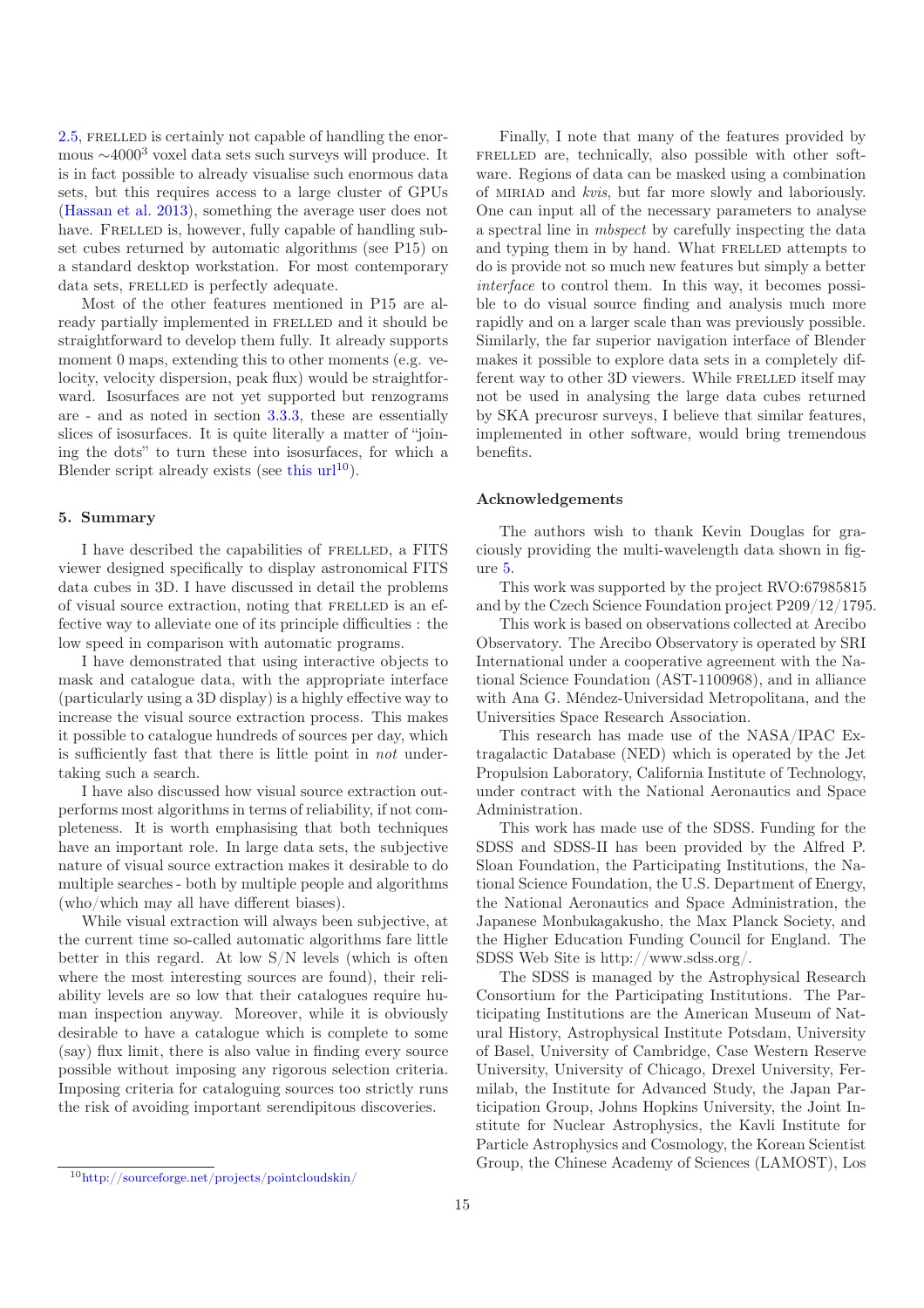2.5, FRELLED is certainly not capable of handling the enormous $\sim 4000^3$ voxel data sets such surveys will produce. It is in fact possible to already visualise such enormous data sets, but this requires access to a large cluster of GPUs (Hassan et al. 2013), something the average user does not have. FRELLED is, however, fully capable of handling subset cubes returned by automatic algorithms (see P15) on a standard desktop workstation. For most contemporary data sets, FRELLED is perfectly adequate.

Most of the other features mentioned in P15 are already partially implemented in FRELLED and it should be straightforward to develop them fully. It already supports moment 0 maps, extending this to other moments (e.g. velocity, velocity dispersion, peak flux) would be straightforward. Isosurfaces are not yet supported but renzograms are - and as noted in section 3.3.3, these are essentially slices of isosurfaces. It is quite literally a matter of "joining the dots" to turn these into isosurfaces, for which a Blender script already exists (see this url[10]).

## 5. Summary

I have described the capabilities of FRELLED, a FITS viewer designed specifically to display astronomical FITS data cubes in 3D. I have discussed in detail the problems of visual source extraction, noting that FRELLED is an effective way to alleviate one of its principle difficulties : the low speed in comparison with automatic programs.

I have demonstrated that using interactive objects to mask and catalogue data, with the appropriate interface (particularly using a 3D display) is a highly effective way to increase the visual source extraction process. This makes it possible to catalogue hundreds of sources per day, which is sufficiently fast that there is little point in *not* undertaking such a search.

I have also discussed how visual source extraction outperforms most algorithms in terms of reliability, if not completeness. It is worth emphasising that both techniques have an important role. In large data sets, the subjective nature of visual source extraction makes it desirable to do multiple searches - both by multiple people and algorithms (who/which may all have different biases).

While visual extraction will always been subjective, at the current time so-called automatic algorithms fare little better in this regard. At low S/N levels (which is often where the most interesting sources are found), their reliability levels are so low that their catalogues require human inspection anyway. Moreover, while it is obviously desirable to have a catalogue which is complete to some (say) flux limit, there is also value in finding every source possible without imposing any rigorous selection criteria. Imposing criteria for cataloguing sources too strictly runs the risk of avoiding important serendipitous discoveries.

Finally, I note that many of the features provided by FRELLED are, technically, also possible with other software. Regions of data can be masked using a combination of MIRIAD and *kvis*, but far more slowly and laboriously. One can input all of the necessary parameters to analyse a spectral line in *mbspect* by carefully inspecting the data and typing them in by hand. What FRELLED attempts to do is provide not so much new features but simply a better *interface* to control them. In this way, it becomes possible to do visual source finding and analysis much more rapidly and on a larger scale than was previously possible. Similarly, the far superior navigation interface of Blender makes it possible to explore data sets in a completely different way to other 3D viewers. While FRELLED itself may not be used in analysing the large data cubes returned by SKA precurosr surveys, I believe that similar features, implemented in other software, would bring tremendous benefits.

## Acknowledgements

The authors wish to thank Kevin Douglas for graciously providing the multi-wavelength data shown in figure 5.

This work was supported by the project RVO:67985815 and by the Czech Science Foundation project P209/12/1795.

This work is based on observations collected at Arecibo Observatory. The Arecibo Observatory is operated by SRI International under a cooperative agreement with the National Science Foundation (AST-1100968), and in alliance with Ana G. Méndez-Universidad Metropolitana, and the Universities Space Research Association.

This research has made use of the NASA/IPAC Extragalactic Database (NED) which is operated by the Jet Propulsion Laboratory, California Institute of Technology, under contract with the National Aeronautics and Space Administration.

This work has made use of the SDSS. Funding for the SDSS and SDSS-II has been provided by the Alfred P. Sloan Foundation, the Participating Institutions, the National Science Foundation, the U.S. Department of Energy, the National Aeronautics and Space Administration, the Japanese Monbukagakusho, the Max Planck Society, and the Higher Education Funding Council for England. The SDSS Web Site is http://www.sdss.org/.

The SDSS is managed by the Astrophysical Research Consortium for the Participating Institutions. The Participating Institutions are the American Museum of Natural History, Astrophysical Institute Potsdam, University of Basel, University of Cambridge, Case Western Reserve University, University of Chicago, Drexel University, Fermilab, the Institute for Advanced Study, the Japan Participation Group, Johns Hopkins University, the Joint Institute for Nuclear Astrophysics, the Kavli Institute for Particle Astrophysics and Cosmology, the Korean Scientist Group, the Chinese Academy of Sciences (LAMOST), Los

[10] http://sourceforge.net/projects/pointcloudskin/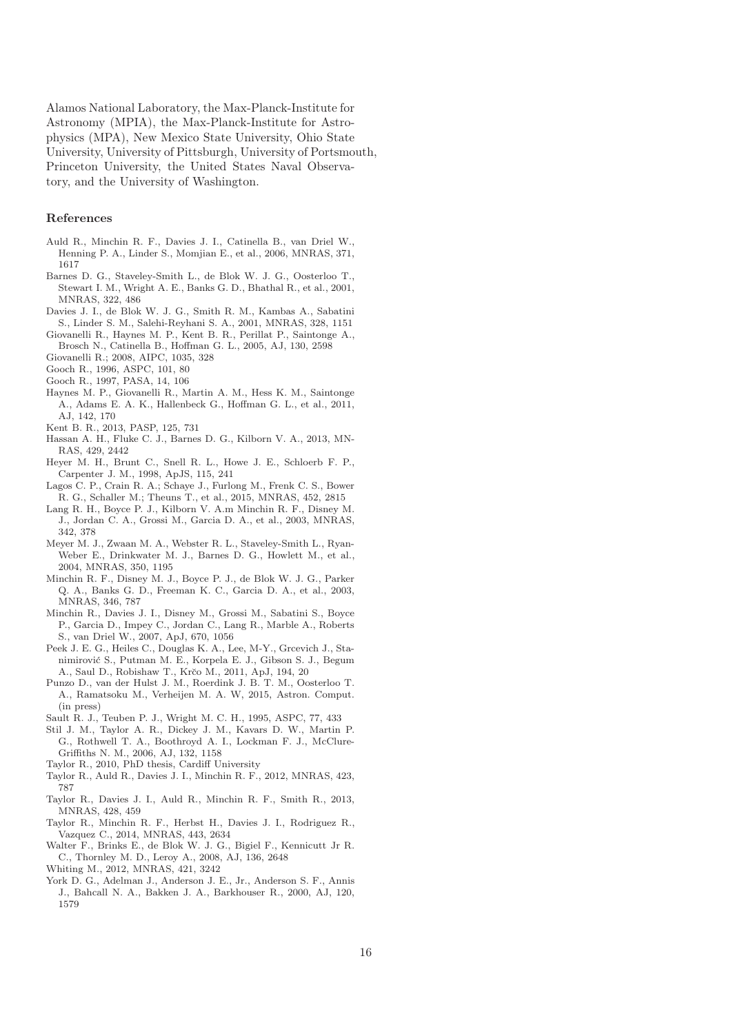Alamos National Laboratory, the Max-Planck-Institute for Astronomy (MPIA), the Max-Planck-Institute for Astrophysics (MPA), New Mexico State University, Ohio State University, University of Pittsburgh, University of Portsmouth, Princeton University, the United States Naval Observatory, and the University of Washington.

## References

Auld R., Minchin R. F., Davies J. I., Catinella B., van Driel W., Henning P. A., Linder S., Momjian E., et al., 2006, MNRAS, 371, 1617

Barnes D. G., Staveley-Smith L., de Blok W. J. G., Oosterloo T., Stewart I. M., Wright A. E., Banks G. D., Bhathal R., et al., 2001, MNRAS, 322, 486

Davies J. I., de Blok W. J. G., Smith R. M., Kambas A., Sabatini S., Linder S. M., Salehi-Reyhani S. A., 2001, MNRAS, 328, 1151

Giovanelli R., Haynes M. P., Kent B. R., Perillat P., Saintonge A., Brosch N., Catinella B., Hoffman G. L., 2005, AJ, 130, 2598

Giovanelli R.; 2008, AIPC, 1035, 328

Gooch R., 1996, ASPC, 101, 80

Gooch R., 1997, PASA, 14, 106

Haynes M. P., Giovanelli R., Martin A. M., Hess K. M., Saintonge A., Adams E. A. K., Hallenbeck G., Hoffman G. L., et al., 2011, AJ, 142, 170

Kent B. R., 2013, PASP, 125, 731

Hassan A. H., Fluke C. J., Barnes D. G., Kilborn V. A., 2013, MNRAS, 429, 2442

Heyer M. H., Brunt C., Snell R. L., Howe J. E., Schloerb F. P., Carpenter J. M., 1998, ApJS, 115, 241

Lagos C. P., Crain R. A.; Schaye J., Furlong M., Frenk C. S., Bower R. G., Schaller M.; Theuns T., et al., 2015, MNRAS, 452, 2815

Lang R. H., Boyce P. J., Kilborn V. A.m Minchin R. F., Disney M. J., Jordan C. A., Grossi M., Garcia D. A., et al., 2003, MNRAS, 342, 378

Meyer M. J., Zwaan M. A., Webster R. L., Staveley-Smith L., Ryan-Weber E., Drinkwater M. J., Barnes D. G., Howlett M., et al., 2004, MNRAS, 350, 1195

Minchin R. F., Disney M. J., Boyce P. J., de Blok W. J. G., Parker Q. A., Banks G. D., Freeman K. C., Garcia D. A., et al., 2003, MNRAS, 346, 787

Minchin R., Davies J. I., Disney M., Grossi M., Sabatini S., Boyce P., Garcia D., Impey C., Jordan C., Lang R., Marble A., Roberts S., van Driel W., 2007, ApJ, 670, 1056

Peek J. E. G., Heiles C., Douglas K. A., Lee, M-Y., Grcevich J., Stanimirović S., Putman M. E., Korpela E. J., Gibson S. J., Begum A., Saul D., Robishaw T., Krčo M., 2011, ApJ, 194, 20

Punzo D., van der Hulst J. M., Roerdink J. B. T. M., Oosterloo T. A., Ramatsoku M., Verheijen M. A. W, 2015, Astron. Comput. (in press)

Sault R. J., Teuben P. J., Wright M. C. H., 1995, ASPC, 77, 433

Stil J. M., Taylor A. R., Dickey J. M., Kavars D. W., Martin P. G., Rothwell T. A., Boothroyd A. I., Lockman F. J., McClure-Griffiths N. M., 2006, AJ, 132, 1158

Taylor R., 2010, PhD thesis, Cardiff University

Taylor R., Auld R., Davies J. I., Minchin R. F., 2012, MNRAS, 423, 787

Taylor R., Davies J. I., Auld R., Minchin R. F., Smith R., 2013, MNRAS, 428, 459

Taylor R., Minchin R. F., Herbst H., Davies J. I., Rodriguez R., Vazquez C., 2014, MNRAS, 443, 2634

Walter F., Brinks E., de Blok W. J. G., Bigiel F., Kennicutt Jr R. C., Thornley M. D., Leroy A., 2008, AJ, 136, 2648

Whiting M., 2012, MNRAS, 421, 3242

York D. G., Adelman J., Anderson J. E., Jr., Anderson S. F., Annis J., Bahcall N. A., Bakken J. A., Barkhouser R., 2000, AJ, 120, 1579